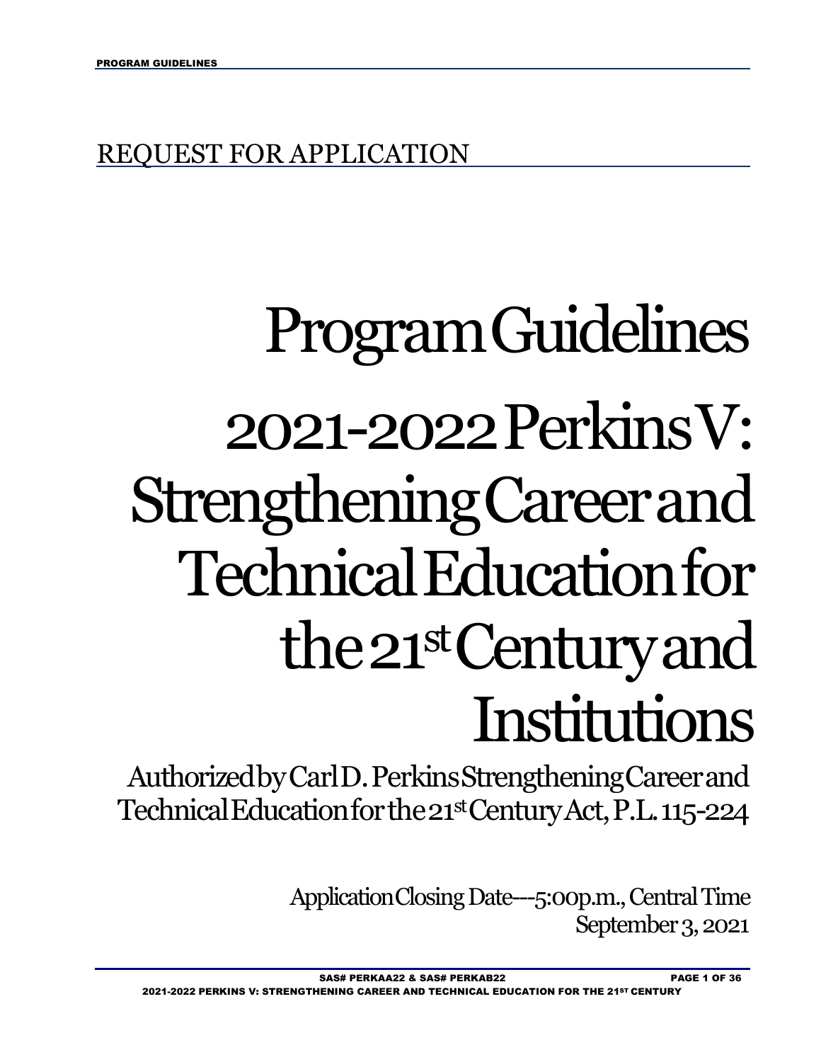REQUEST FOR APPLICATION

# Program Guidelines

# 2021-2022 Perkins V: Strengthening Career and Technical Education for the 21st Century and Institutions

Authorized by Carl D. Perkins Strengthening Career and Technical Education for the 21st Century Act, P.L. 115-224

Application Closing Date---5:00p.m., Central Time
September 3, 2021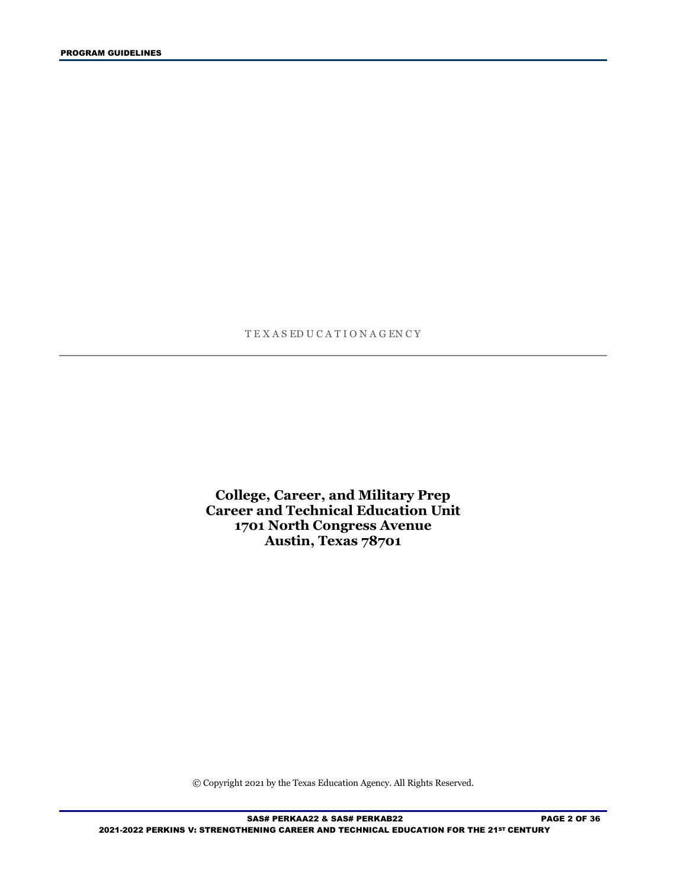TEXAS EDUCATION AGENCY

**College, Career, and Military Prep**
**Career and Technical Education Unit**
**1701 North Congress Avenue**
**Austin, Texas 78701**

© Copyright 2021 by the Texas Education Agency. All Rights Reserved.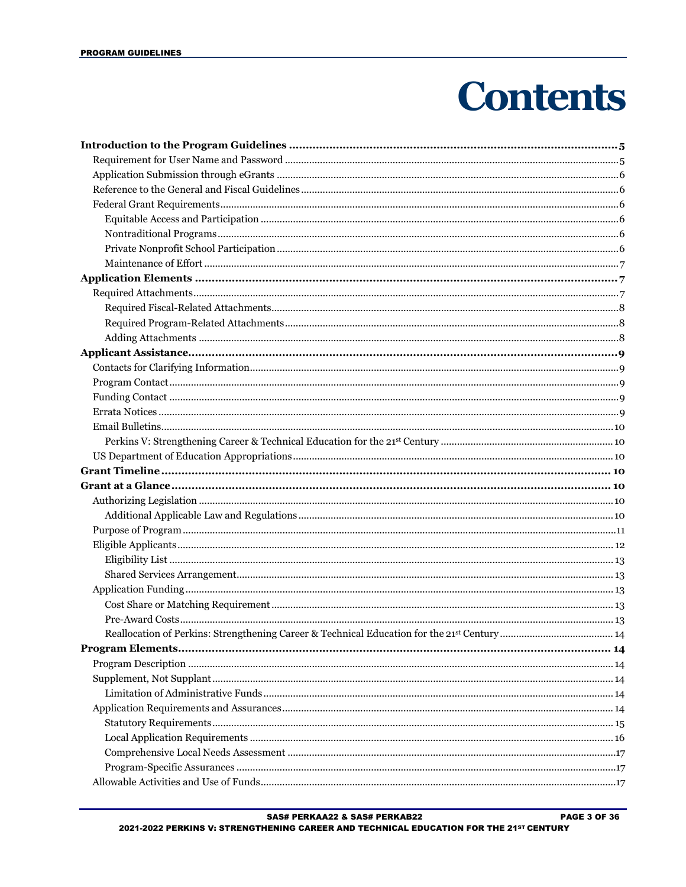# Contents

**Introduction to the Program Guidelines** ..... 5

- Requirement for User Name and Password ..... 5
- Application Submission through eGrants ..... 6
- Reference to the General and Fiscal Guidelines ..... 6
- Federal Grant Requirements ..... 6
  - Equitable Access and Participation ..... 6
  - Nontraditional Programs ..... 6
  - Private Nonprofit School Participation ..... 6
  - Maintenance of Effort ..... 7

**Application Elements** ..... 7

- Required Attachments ..... 7
  - Required Fiscal-Related Attachments ..... 8
  - Required Program-Related Attachments ..... 8
  - Adding Attachments ..... 8

**Applicant Assistance** ..... 9

- Contacts for Clarifying Information ..... 9
- Program Contact ..... 9
- Funding Contact ..... 9
- Errata Notices ..... 9
- Email Bulletins ..... 10
  - Perkins V: Strengthening Career & Technical Education for the 21st Century ..... 10
- US Department of Education Appropriations ..... 10

**Grant Timeline** ..... 10

**Grant at a Glance** ..... 10

- Authorizing Legislation ..... 10
  - Additional Applicable Law and Regulations ..... 10
- Purpose of Program ..... 11
- Eligible Applicants ..... 12
  - Eligibility List ..... 13
  - Shared Services Arrangement ..... 13
- Application Funding ..... 13
  - Cost Share or Matching Requirement ..... 13
  - Pre-Award Costs ..... 13
  - Reallocation of Perkins: Strengthening Career & Technical Education for the 21st Century ..... 14

**Program Elements** ..... 14

- Program Description ..... 14
- Supplement, Not Supplant ..... 14
  - Limitation of Administrative Funds ..... 14
- Application Requirements and Assurances ..... 14
  - Statutory Requirements ..... 15
  - Local Application Requirements ..... 16
  - Comprehensive Local Needs Assessment ..... 17
  - Program-Specific Assurances ..... 17
- Allowable Activities and Use of Funds ..... 17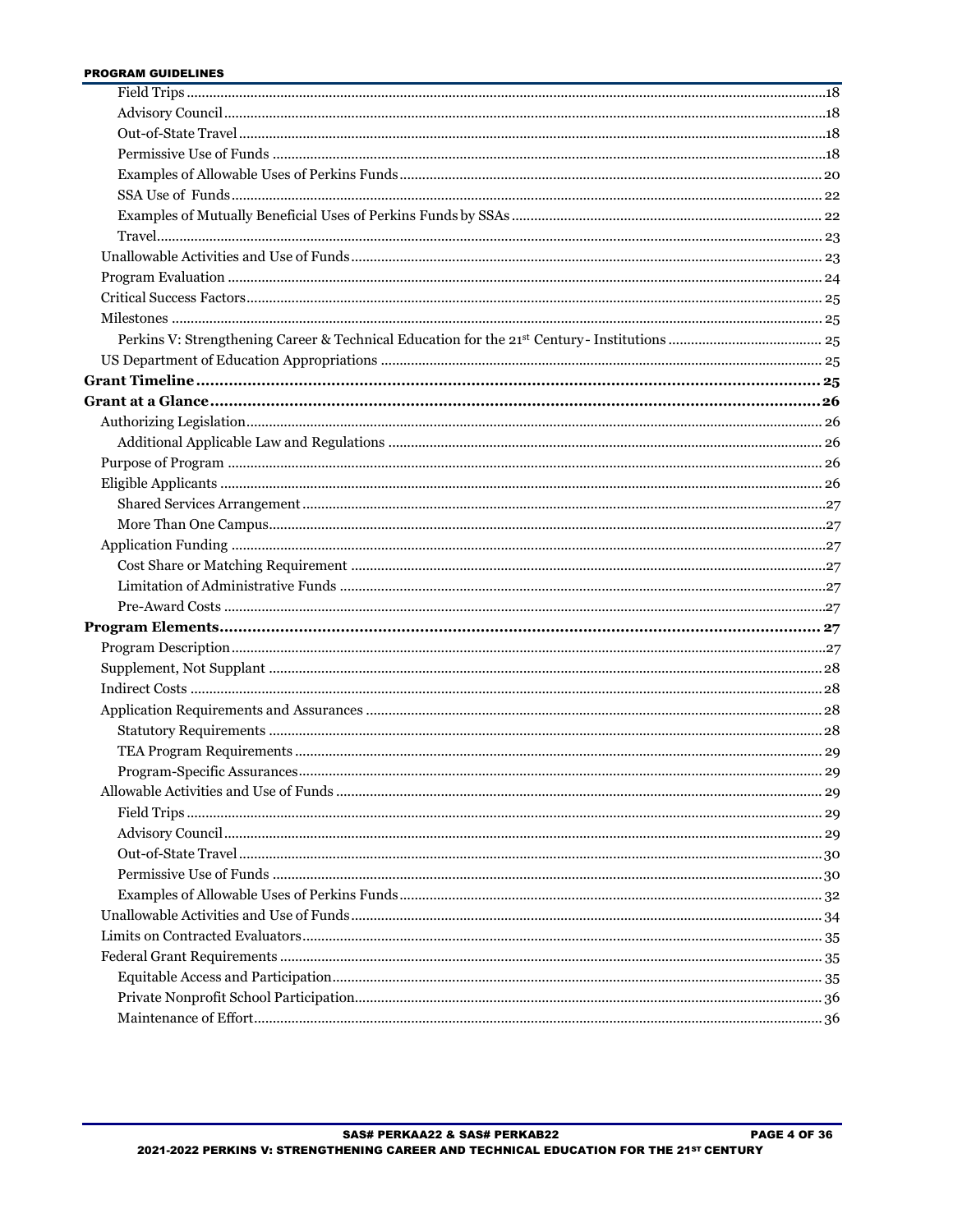Field Trips ....................................................................................18
Advisory Council ..............................................................................18
Out-of-State Travel ..........................................................................18
Permissive Use of Funds ..................................................................18
Examples of Allowable Uses of Perkins Funds ...............................20
SSA Use of Funds ............................................................................22
Examples of Mutually Beneficial Uses of Perkins Funds by SSAs ....22
Travel ...............................................................................................23
Unallowable Activities and Use of Funds ..........................................23
Program Evaluation ..........................................................................24
Critical Success Factors ....................................................................25
Milestones ........................................................................................25
Perkins V: Strengthening Career & Technical Education for the 21st Century - Institutions ....25
US Department of Education Appropriations ....................................25

**Grant Timeline ................................................................................25**

**Grant at a Glance ...........................................................................26**

Authorizing Legislation .....................................................................26
Additional Applicable Law and Regulations ......................................26
Purpose of Program ..........................................................................26
Eligible Applicants ............................................................................26
Shared Services Arrangement ..........................................................27
More Than One Campus ...................................................................27
Application Funding ..........................................................................27
Cost Share or Matching Requirement ...............................................27
Limitation of Administrative Funds ...................................................27
Pre-Award Costs ...............................................................................27

**Program Elements ..........................................................................27**

Program Description .........................................................................27
Supplement, Not Supplant ................................................................28
Indirect Costs ...................................................................................28
Application Requirements and Assurances .......................................28
Statutory Requirements ....................................................................28
TEA Program Requirements .............................................................29
Program-Specific Assurances ...........................................................29
Allowable Activities and Use of Funds ..............................................29
Field Trips .........................................................................................29
Advisory Council ...............................................................................29
Out-of-State Travel ...........................................................................30
Permissive Use of Funds ..................................................................30
Examples of Allowable Uses of Perkins Funds .................................32
Unallowable Activities and Use of Funds ..........................................34
Limits on Contracted Evaluators .......................................................35
Federal Grant Requirements .............................................................35
Equitable Access and Participation ...................................................35
Private Nonprofit School Participation ..............................................36
Maintenance of Effort .......................................................................36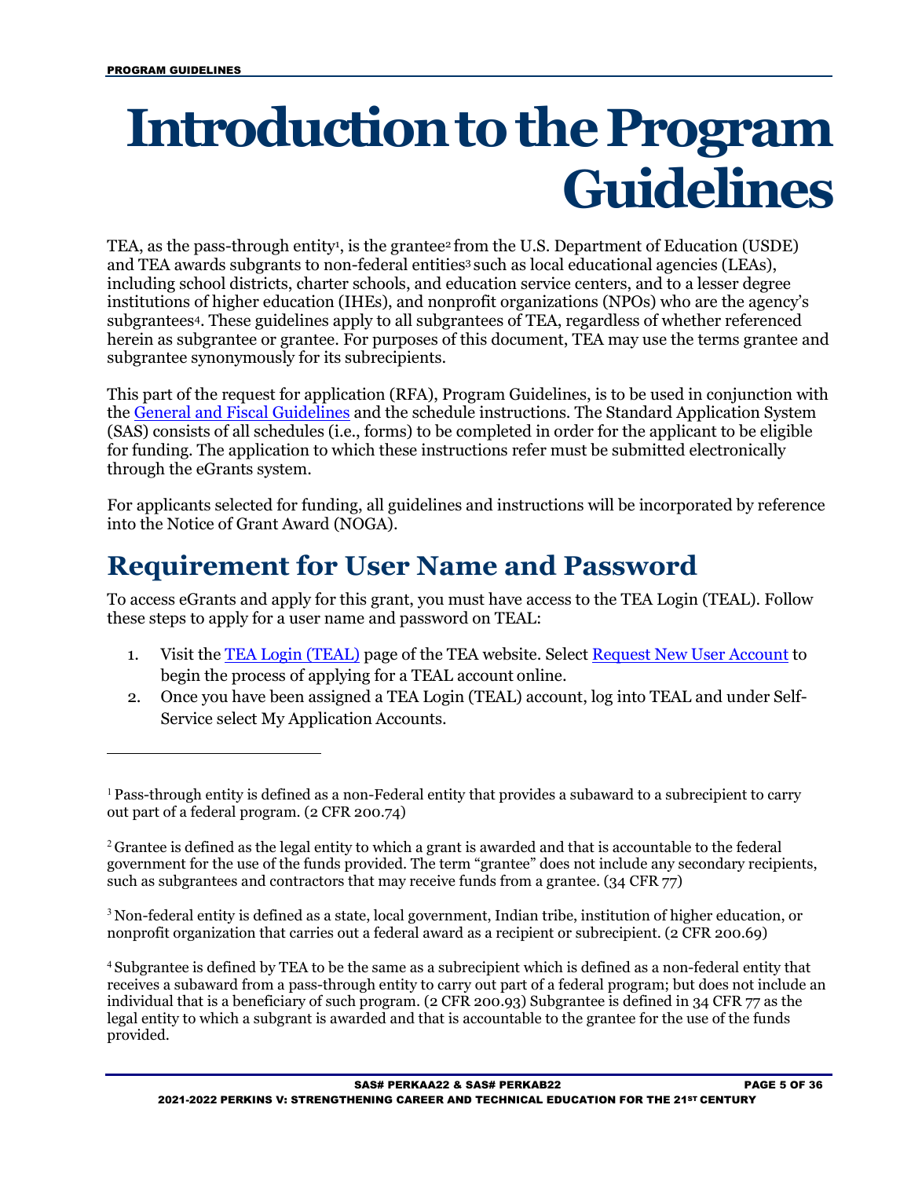# Introduction to the Program Guidelines

TEA, as the pass-through entity[1], is the grantee[2] from the U.S. Department of Education (USDE) and TEA awards subgrants to non-federal entities[3] such as local educational agencies (LEAs), including school districts, charter schools, and education service centers, and to a lesser degree institutions of higher education (IHEs), and nonprofit organizations (NPOs) who are the agency's subgrantees[4]. These guidelines apply to all subgrantees of TEA, regardless of whether referenced herein as subgrantee or grantee. For purposes of this document, TEA may use the terms grantee and subgrantee synonymously for its subrecipients.

This part of the request for application (RFA), Program Guidelines, is to be used in conjunction with the General and Fiscal Guidelines and the schedule instructions. The Standard Application System (SAS) consists of all schedules (i.e., forms) to be completed in order for the applicant to be eligible for funding. The application to which these instructions refer must be submitted electronically through the eGrants system.

For applicants selected for funding, all guidelines and instructions will be incorporated by reference into the Notice of Grant Award (NOGA).

## Requirement for User Name and Password

To access eGrants and apply for this grant, you must have access to the TEA Login (TEAL). Follow these steps to apply for a user name and password on TEAL:

1. Visit the TEA Login (TEAL) page of the TEA website. Select Request New User Account to begin the process of applying for a TEAL account online.
2. Once you have been assigned a TEA Login (TEAL) account, log into TEAL and under Self-Service select My Application Accounts.

---

[1] Pass-through entity is defined as a non-Federal entity that provides a subaward to a subrecipient to carry out part of a federal program. (2 CFR 200.74)

[2] Grantee is defined as the legal entity to which a grant is awarded and that is accountable to the federal government for the use of the funds provided. The term "grantee" does not include any secondary recipients, such as subgrantees and contractors that may receive funds from a grantee. (34 CFR 77)

[3] Non-federal entity is defined as a state, local government, Indian tribe, institution of higher education, or nonprofit organization that carries out a federal award as a recipient or subrecipient. (2 CFR 200.69)

[4] Subgrantee is defined by TEA to be the same as a subrecipient which is defined as a non-federal entity that receives a subaward from a pass-through entity to carry out part of a federal program; but does not include an individual that is a beneficiary of such program. (2 CFR 200.93) Subgrantee is defined in 34 CFR 77 as the legal entity to which a subgrant is awarded and that is accountable to the grantee for the use of the funds provided.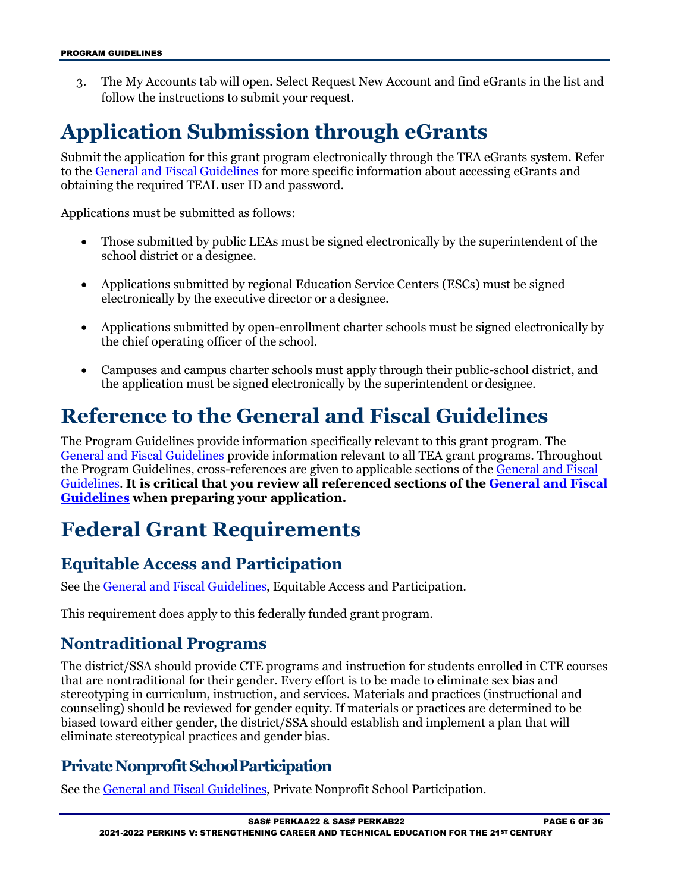3. The My Accounts tab will open. Select Request New Account and find eGrants in the list and follow the instructions to submit your request.

# Application Submission through eGrants

Submit the application for this grant program electronically through the TEA eGrants system. Refer to the General and Fiscal Guidelines for more specific information about accessing eGrants and obtaining the required TEAL user ID and password.

Applications must be submitted as follows:

- Those submitted by public LEAs must be signed electronically by the superintendent of the school district or a designee.
- Applications submitted by regional Education Service Centers (ESCs) must be signed electronically by the executive director or a designee.
- Applications submitted by open-enrollment charter schools must be signed electronically by the chief operating officer of the school.
- Campuses and campus charter schools must apply through their public-school district, and the application must be signed electronically by the superintendent or designee.

# Reference to the General and Fiscal Guidelines

The Program Guidelines provide information specifically relevant to this grant program. The General and Fiscal Guidelines provide information relevant to all TEA grant programs. Throughout the Program Guidelines, cross-references are given to applicable sections of the General and Fiscal Guidelines. **It is critical that you review all referenced sections of the General and Fiscal Guidelines when preparing your application.**

# Federal Grant Requirements

## Equitable Access and Participation

See the General and Fiscal Guidelines, Equitable Access and Participation.

This requirement does apply to this federally funded grant program.

## Nontraditional Programs

The district/SSA should provide CTE programs and instruction for students enrolled in CTE courses that are nontraditional for their gender. Every effort is to be made to eliminate sex bias and stereotyping in curriculum, instruction, and services. Materials and practices (instructional and counseling) should be reviewed for gender equity. If materials or practices are determined to be biased toward either gender, the district/SSA should establish and implement a plan that will eliminate stereotypical practices and gender bias.

## Private Nonprofit School Participation

See the General and Fiscal Guidelines, Private Nonprofit School Participation.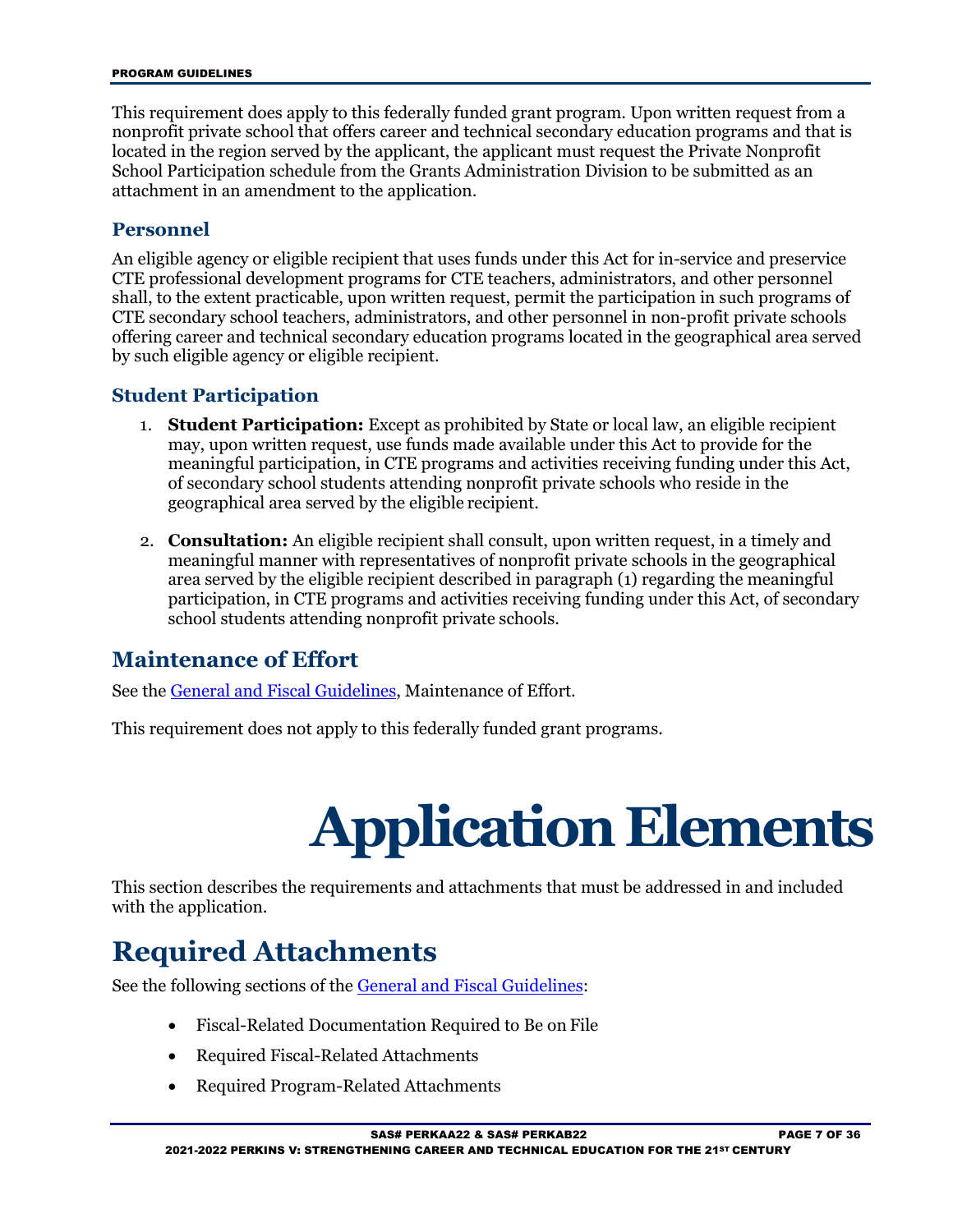This requirement does apply to this federally funded grant program. Upon written request from a nonprofit private school that offers career and technical secondary education programs and that is located in the region served by the applicant, the applicant must request the Private Nonprofit School Participation schedule from the Grants Administration Division to be submitted as an attachment in an amendment to the application.

### Personnel

An eligible agency or eligible recipient that uses funds under this Act for in-service and preservice CTE professional development programs for CTE teachers, administrators, and other personnel shall, to the extent practicable, upon written request, permit the participation in such programs of CTE secondary school teachers, administrators, and other personnel in non-profit private schools offering career and technical secondary education programs located in the geographical area served by such eligible agency or eligible recipient.

### Student Participation

1. **Student Participation:** Except as prohibited by State or local law, an eligible recipient may, upon written request, use funds made available under this Act to provide for the meaningful participation, in CTE programs and activities receiving funding under this Act, of secondary school students attending nonprofit private schools who reside in the geographical area served by the eligible recipient.

2. **Consultation:** An eligible recipient shall consult, upon written request, in a timely and meaningful manner with representatives of nonprofit private schools in the geographical area served by the eligible recipient described in paragraph (1) regarding the meaningful participation, in CTE programs and activities receiving funding under this Act, of secondary school students attending nonprofit private schools.

## Maintenance of Effort

See the General and Fiscal Guidelines, Maintenance of Effort.

This requirement does not apply to this federally funded grant programs.

# Application Elements

This section describes the requirements and attachments that must be addressed in and included with the application.

## Required Attachments

See the following sections of the General and Fiscal Guidelines:

- Fiscal-Related Documentation Required to Be on File
- Required Fiscal-Related Attachments
- Required Program-Related Attachments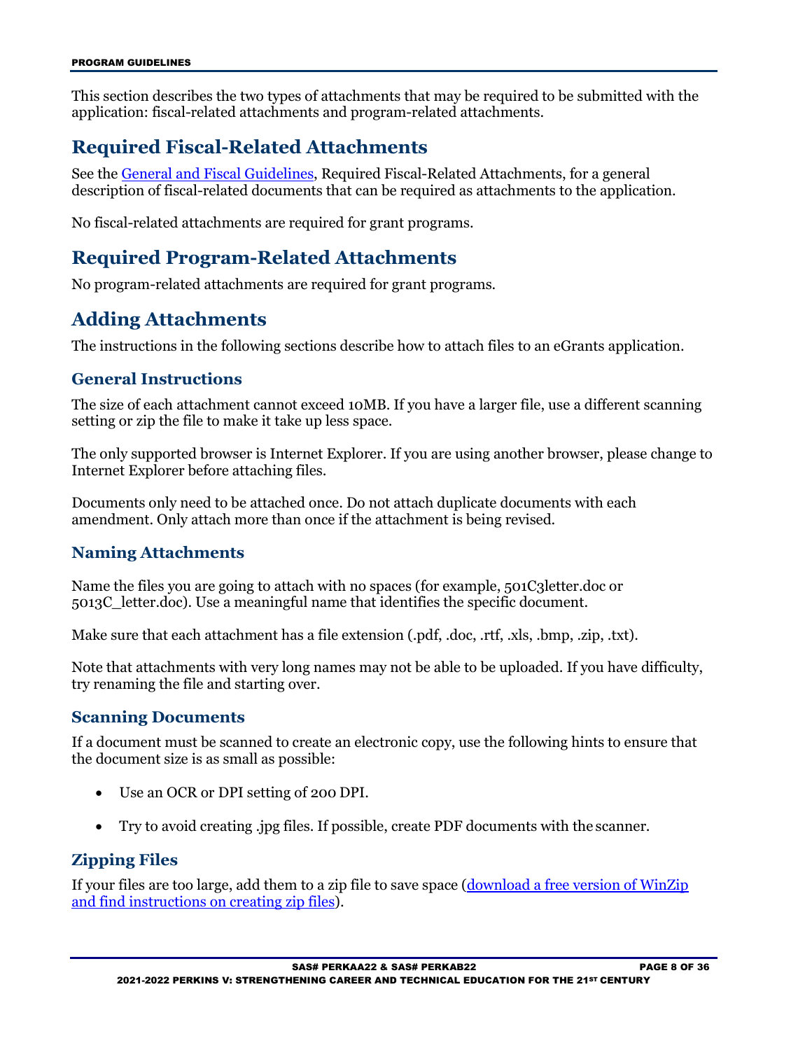This section describes the two types of attachments that may be required to be submitted with the application: fiscal-related attachments and program-related attachments.

## Required Fiscal-Related Attachments

See the [General and Fiscal Guidelines](), Required Fiscal-Related Attachments, for a general description of fiscal-related documents that can be required as attachments to the application.

No fiscal-related attachments are required for grant programs.

## Required Program-Related Attachments

No program-related attachments are required for grant programs.

## Adding Attachments

The instructions in the following sections describe how to attach files to an eGrants application.

### General Instructions

The size of each attachment cannot exceed 10MB. If you have a larger file, use a different scanning setting or zip the file to make it take up less space.

The only supported browser is Internet Explorer. If you are using another browser, please change to Internet Explorer before attaching files.

Documents only need to be attached once. Do not attach duplicate documents with each amendment. Only attach more than once if the attachment is being revised.

### Naming Attachments

Name the files you are going to attach with no spaces (for example, 501C3letter.doc or 5013C_letter.doc). Use a meaningful name that identifies the specific document.

Make sure that each attachment has a file extension (.pdf, .doc, .rtf, .xls, .bmp, .zip, .txt).

Note that attachments with very long names may not be able to be uploaded. If you have difficulty, try renaming the file and starting over.

### Scanning Documents

If a document must be scanned to create an electronic copy, use the following hints to ensure that the document size is as small as possible:

- Use an OCR or DPI setting of 200 DPI.
- Try to avoid creating .jpg files. If possible, create PDF documents with the scanner.

### Zipping Files

If your files are too large, add them to a zip file to save space ([download a free version of WinZip and find instructions on creating zip files]()).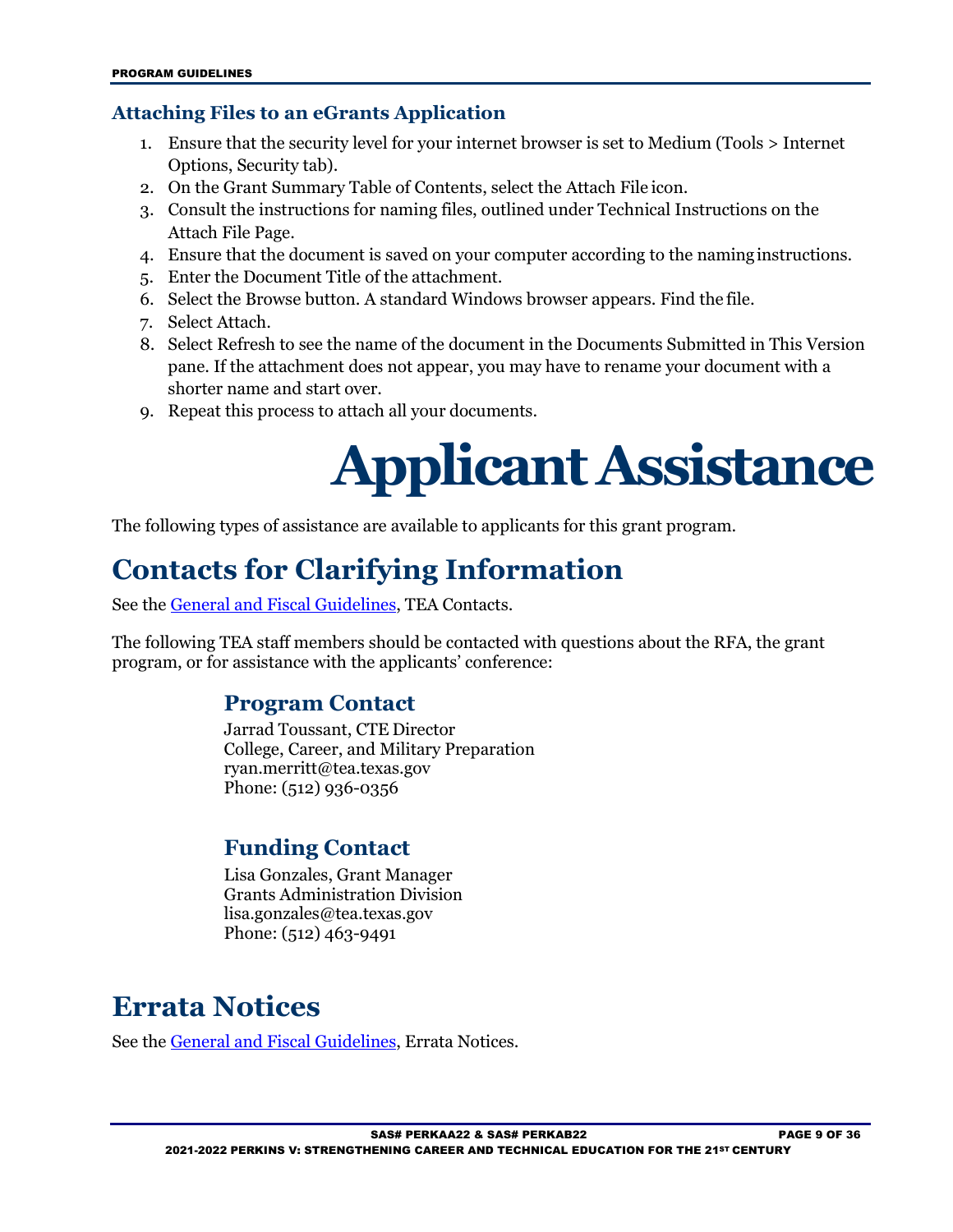### Attaching Files to an eGrants Application

1. Ensure that the security level for your internet browser is set to Medium (Tools > Internet Options, Security tab).
2. On the Grant Summary Table of Contents, select the Attach File icon.
3. Consult the instructions for naming files, outlined under Technical Instructions on the Attach File Page.
4. Ensure that the document is saved on your computer according to the naming instructions.
5. Enter the Document Title of the attachment.
6. Select the Browse button. A standard Windows browser appears. Find the file.
7. Select Attach.
8. Select Refresh to see the name of the document in the Documents Submitted in This Version pane. If the attachment does not appear, you may have to rename your document with a shorter name and start over.
9. Repeat this process to attach all your documents.

# Applicant Assistance

The following types of assistance are available to applicants for this grant program.

## Contacts for Clarifying Information

See the General and Fiscal Guidelines, TEA Contacts.

The following TEA staff members should be contacted with questions about the RFA, the grant program, or for assistance with the applicants' conference:

### Program Contact

Jarrad Toussant, CTE Director
College, Career, and Military Preparation
ryan.merritt@tea.texas.gov
Phone: (512) 936-0356

### Funding Contact

Lisa Gonzales, Grant Manager
Grants Administration Division
lisa.gonzales@tea.texas.gov
Phone: (512) 463-9491

## Errata Notices

See the General and Fiscal Guidelines, Errata Notices.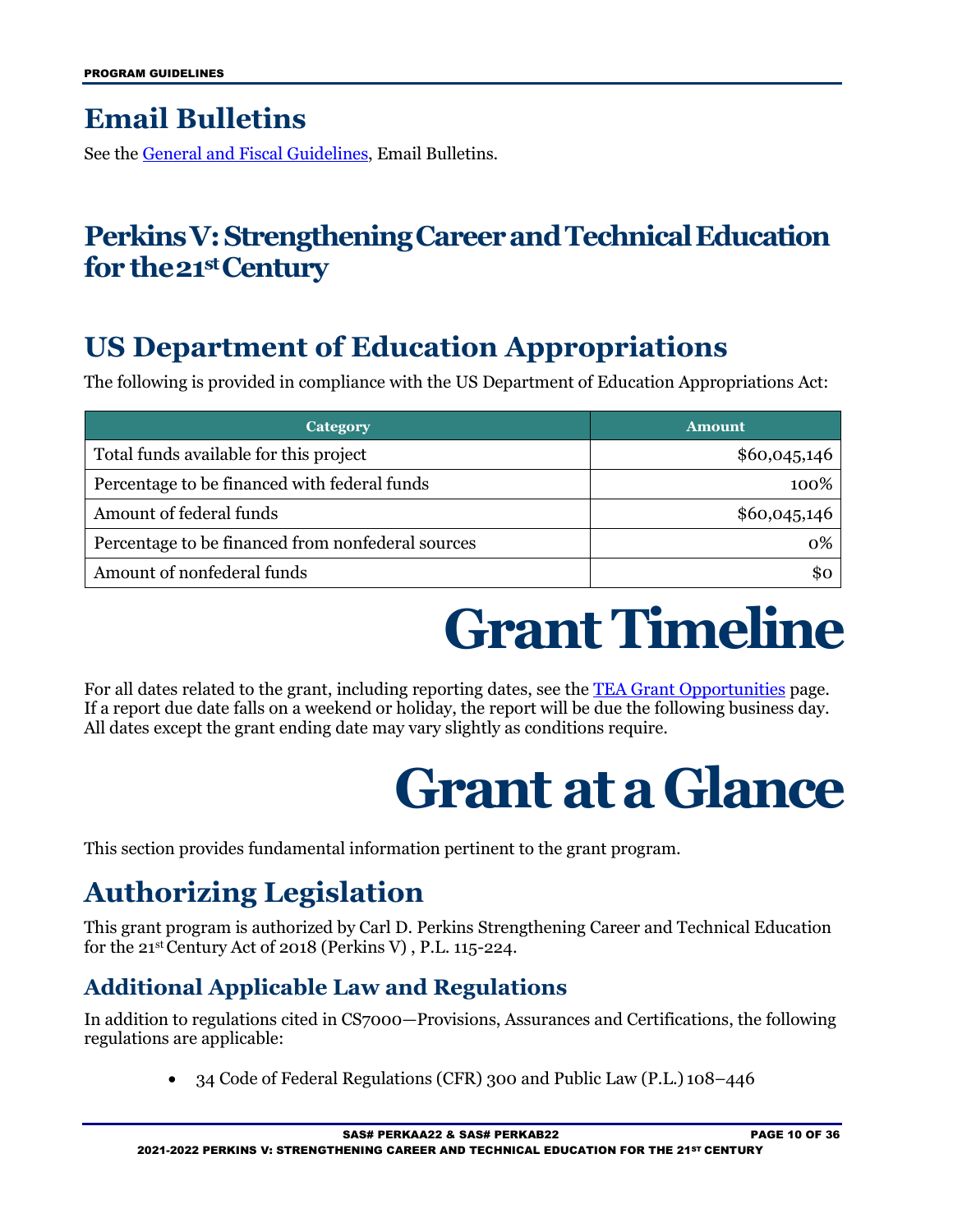## Email Bulletins

See the General and Fiscal Guidelines, Email Bulletins.

## Perkins V: Strengthening Career and Technical Education for the 21st Century

## US Department of Education Appropriations

The following is provided in compliance with the US Department of Education Appropriations Act:

| Category | Amount |
| --- | --- |
| Total funds available for this project | $60,045,146 |
| Percentage to be financed with federal funds | 100% |
| Amount of federal funds | $60,045,146 |
| Percentage to be financed from nonfederal sources | 0% |
| Amount of nonfederal funds | $0 |

# Grant Timeline

For all dates related to the grant, including reporting dates, see the TEA Grant Opportunities page. If a report due date falls on a weekend or holiday, the report will be due the following business day. All dates except the grant ending date may vary slightly as conditions require.

# Grant at a Glance

This section provides fundamental information pertinent to the grant program.

## Authorizing Legislation

This grant program is authorized by Carl D. Perkins Strengthening Career and Technical Education for the 21st Century Act of 2018 (Perkins V) , P.L. 115-224.

### Additional Applicable Law and Regulations

In addition to regulations cited in CS7000—Provisions, Assurances and Certifications, the following regulations are applicable:

- 34 Code of Federal Regulations (CFR) 300 and Public Law (P.L.) 108–446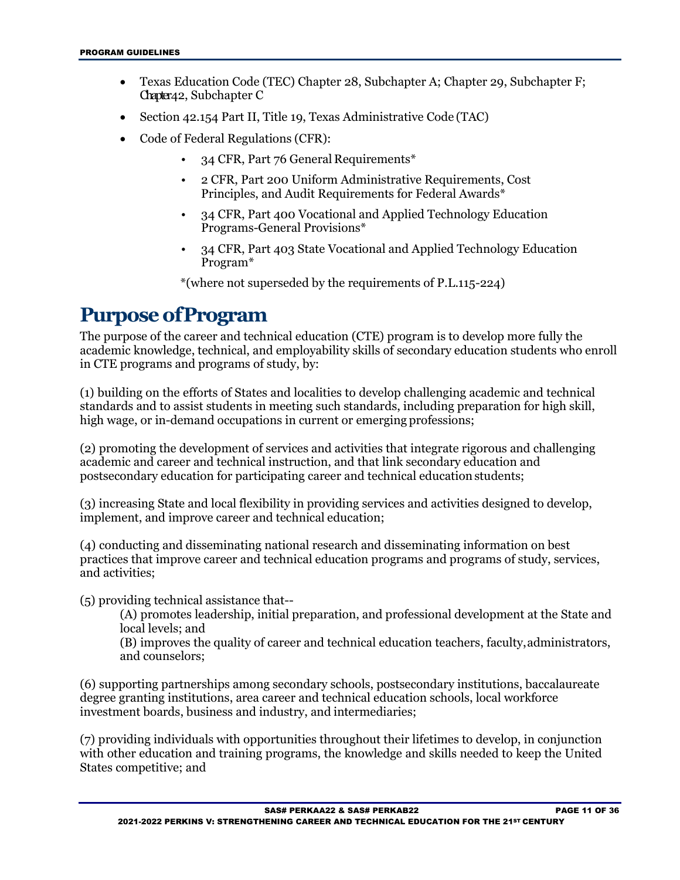- Texas Education Code (TEC) Chapter 28, Subchapter A; Chapter 29, Subchapter F; Chapter 42, Subchapter C
- Section 42.154 Part II, Title 19, Texas Administrative Code (TAC)
- Code of Federal Regulations (CFR):
    - 34 CFR, Part 76 General Requirements*
    - 2 CFR, Part 200 Uniform Administrative Requirements, Cost Principles, and Audit Requirements for Federal Awards*
    - 34 CFR, Part 400 Vocational and Applied Technology Education Programs-General Provisions*
    - 34 CFR, Part 403 State Vocational and Applied Technology Education Program*

    *(where not superseded by the requirements of P.L.115-224)

# Purpose of Program

The purpose of the career and technical education (CTE) program is to develop more fully the academic knowledge, technical, and employability skills of secondary education students who enroll in CTE programs and programs of study, by:

(1) building on the efforts of States and localities to develop challenging academic and technical standards and to assist students in meeting such standards, including preparation for high skill, high wage, or in-demand occupations in current or emerging professions;

(2) promoting the development of services and activities that integrate rigorous and challenging academic and career and technical instruction, and that link secondary education and postsecondary education for participating career and technical education students;

(3) increasing State and local flexibility in providing services and activities designed to develop, implement, and improve career and technical education;

(4) conducting and disseminating national research and disseminating information on best practices that improve career and technical education programs and programs of study, services, and activities;

(5) providing technical assistance that--

(A) promotes leadership, initial preparation, and professional development at the State and local levels; and

(B) improves the quality of career and technical education teachers, faculty, administrators, and counselors;

(6) supporting partnerships among secondary schools, postsecondary institutions, baccalaureate degree granting institutions, area career and technical education schools, local workforce investment boards, business and industry, and intermediaries;

(7) providing individuals with opportunities throughout their lifetimes to develop, in conjunction with other education and training programs, the knowledge and skills needed to keep the United States competitive; and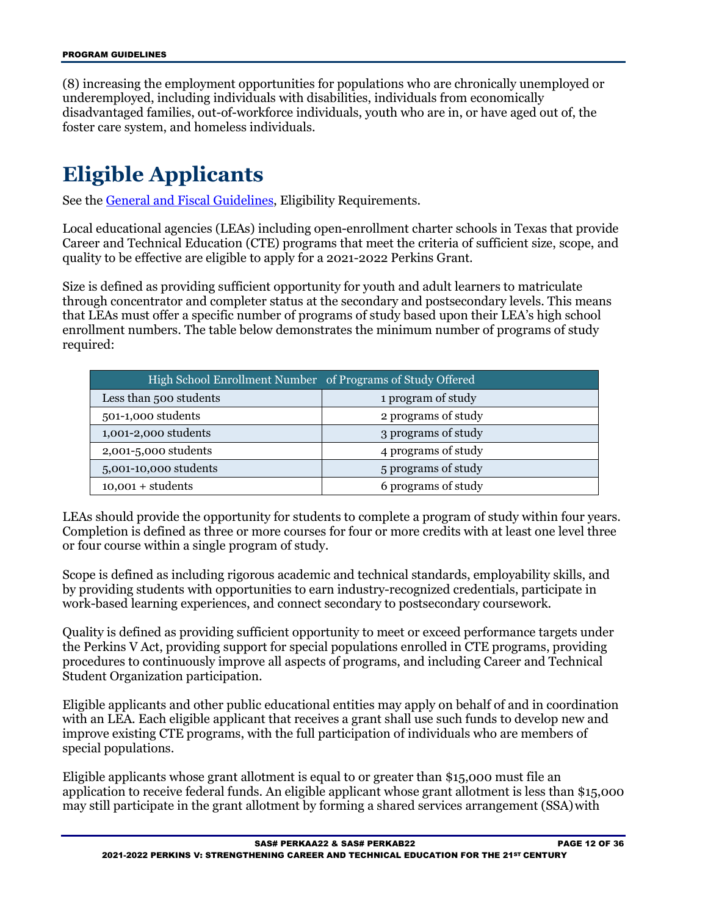(8) increasing the employment opportunities for populations who are chronically unemployed or underemployed, including individuals with disabilities, individuals from economically disadvantaged families, out-of-workforce individuals, youth who are in, or have aged out of, the foster care system, and homeless individuals.

# Eligible Applicants

See the General and Fiscal Guidelines, Eligibility Requirements.

Local educational agencies (LEAs) including open-enrollment charter schools in Texas that provide Career and Technical Education (CTE) programs that meet the criteria of sufficient size, scope, and quality to be effective are eligible to apply for a 2021-2022 Perkins Grant.

Size is defined as providing sufficient opportunity for youth and adult learners to matriculate through concentrator and completer status at the secondary and postsecondary levels. This means that LEAs must offer a specific number of programs of study based upon their LEA's high school enrollment numbers. The table below demonstrates the minimum number of programs of study required:

| High School Enrollment | Number of Programs of Study Offered |
|---|---|
| Less than 500 students | 1 program of study |
| 501-1,000 students | 2 programs of study |
| 1,001-2,000 students | 3 programs of study |
| 2,001-5,000 students | 4 programs of study |
| 5,001-10,000 students | 5 programs of study |
| 10,001 + students | 6 programs of study |

LEAs should provide the opportunity for students to complete a program of study within four years. Completion is defined as three or more courses for four or more credits with at least one level three or four course within a single program of study.

Scope is defined as including rigorous academic and technical standards, employability skills, and by providing students with opportunities to earn industry-recognized credentials, participate in work-based learning experiences, and connect secondary to postsecondary coursework.

Quality is defined as providing sufficient opportunity to meet or exceed performance targets under the Perkins V Act, providing support for special populations enrolled in CTE programs, providing procedures to continuously improve all aspects of programs, and including Career and Technical Student Organization participation.

Eligible applicants and other public educational entities may apply on behalf of and in coordination with an LEA. Each eligible applicant that receives a grant shall use such funds to develop new and improve existing CTE programs, with the full participation of individuals who are members of special populations.

Eligible applicants whose grant allotment is equal to or greater than $15,000 must file an application to receive federal funds. An eligible applicant whose grant allotment is less than $15,000 may still participate in the grant allotment by forming a shared services arrangement (SSA) with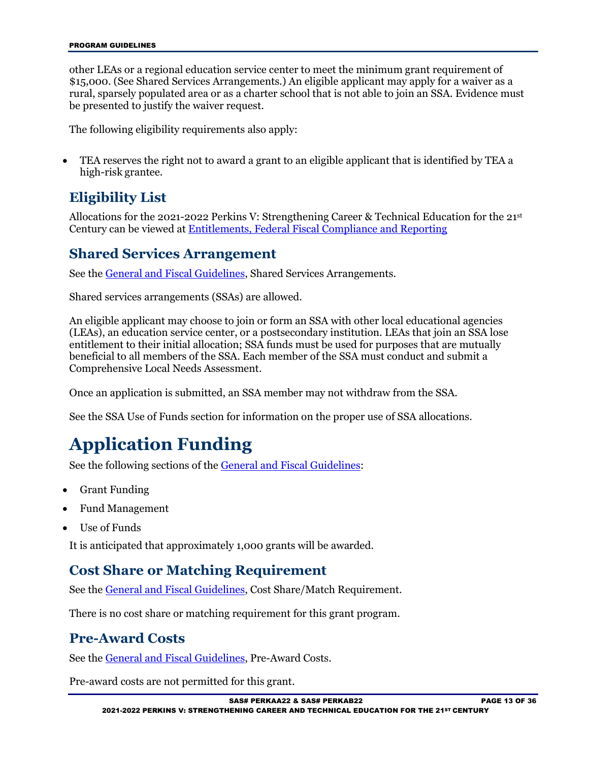other LEAs or a regional education service center to meet the minimum grant requirement of $15,000. (See Shared Services Arrangements.) An eligible applicant may apply for a waiver as a rural, sparsely populated area or as a charter school that is not able to join an SSA. Evidence must be presented to justify the waiver request.

The following eligibility requirements also apply:

- TEA reserves the right not to award a grant to an eligible applicant that is identified by TEA a high-risk grantee.

## Eligibility List

Allocations for the 2021-2022 Perkins V: Strengthening Career & Technical Education for the 21st Century can be viewed at [Entitlements, Federal Fiscal Compliance and Reporting]

## Shared Services Arrangement

See the [General and Fiscal Guidelines], Shared Services Arrangements.

Shared services arrangements (SSAs) are allowed.

An eligible applicant may choose to join or form an SSA with other local educational agencies (LEAs), an education service center, or a postsecondary institution. LEAs that join an SSA lose entitlement to their initial allocation; SSA funds must be used for purposes that are mutually beneficial to all members of the SSA. Each member of the SSA must conduct and submit a Comprehensive Local Needs Assessment.

Once an application is submitted, an SSA member may not withdraw from the SSA.

See the SSA Use of Funds section for information on the proper use of SSA allocations.

# Application Funding

See the following sections of the [General and Fiscal Guidelines]:

- Grant Funding
- Fund Management
- Use of Funds

It is anticipated that approximately 1,000 grants will be awarded.

## Cost Share or Matching Requirement

See the [General and Fiscal Guidelines], Cost Share/Match Requirement.

There is no cost share or matching requirement for this grant program.

## Pre-Award Costs

See the [General and Fiscal Guidelines], Pre-Award Costs.

Pre-award costs are not permitted for this grant.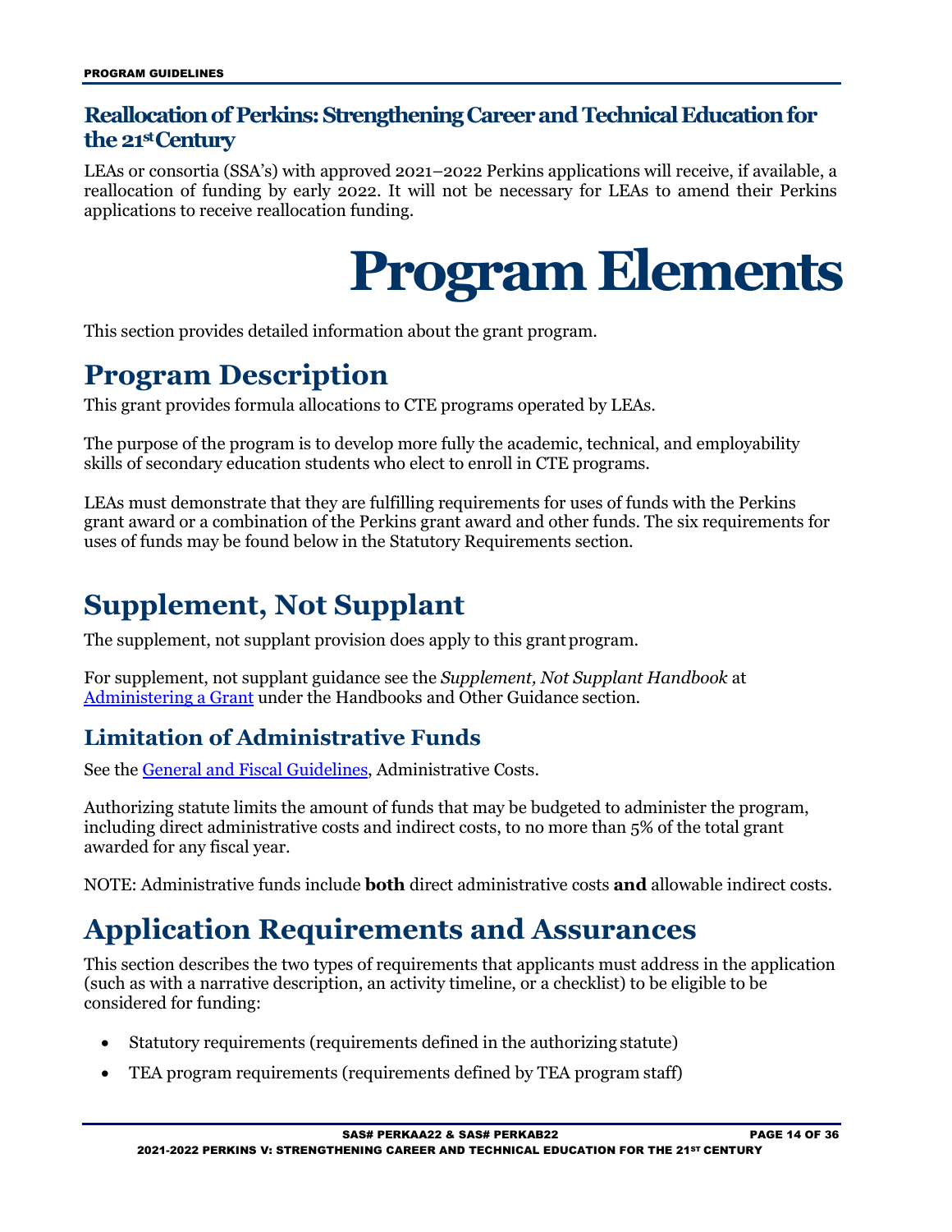### Reallocation of Perkins: Strengthening Career and Technical Education for the 21st Century

LEAs or consortia (SSA's) with approved 2021–2022 Perkins applications will receive, if available, a reallocation of funding by early 2022. It will not be necessary for LEAs to amend their Perkins applications to receive reallocation funding.

# Program Elements

This section provides detailed information about the grant program.

## Program Description

This grant provides formula allocations to CTE programs operated by LEAs.

The purpose of the program is to develop more fully the academic, technical, and employability skills of secondary education students who elect to enroll in CTE programs.

LEAs must demonstrate that they are fulfilling requirements for uses of funds with the Perkins grant award or a combination of the Perkins grant award and other funds. The six requirements for uses of funds may be found below in the Statutory Requirements section.

## Supplement, Not Supplant

The supplement, not supplant provision does apply to this grant program.

For supplement, not supplant guidance see the *Supplement, Not Supplant Handbook* at Administering a Grant under the Handbooks and Other Guidance section.

### Limitation of Administrative Funds

See the General and Fiscal Guidelines, Administrative Costs.

Authorizing statute limits the amount of funds that may be budgeted to administer the program, including direct administrative costs and indirect costs, to no more than 5% of the total grant awarded for any fiscal year.

NOTE: Administrative funds include **both** direct administrative costs **and** allowable indirect costs.

## Application Requirements and Assurances

This section describes the two types of requirements that applicants must address in the application (such as with a narrative description, an activity timeline, or a checklist) to be eligible to be considered for funding:

- Statutory requirements (requirements defined in the authorizing statute)
- TEA program requirements (requirements defined by TEA program staff)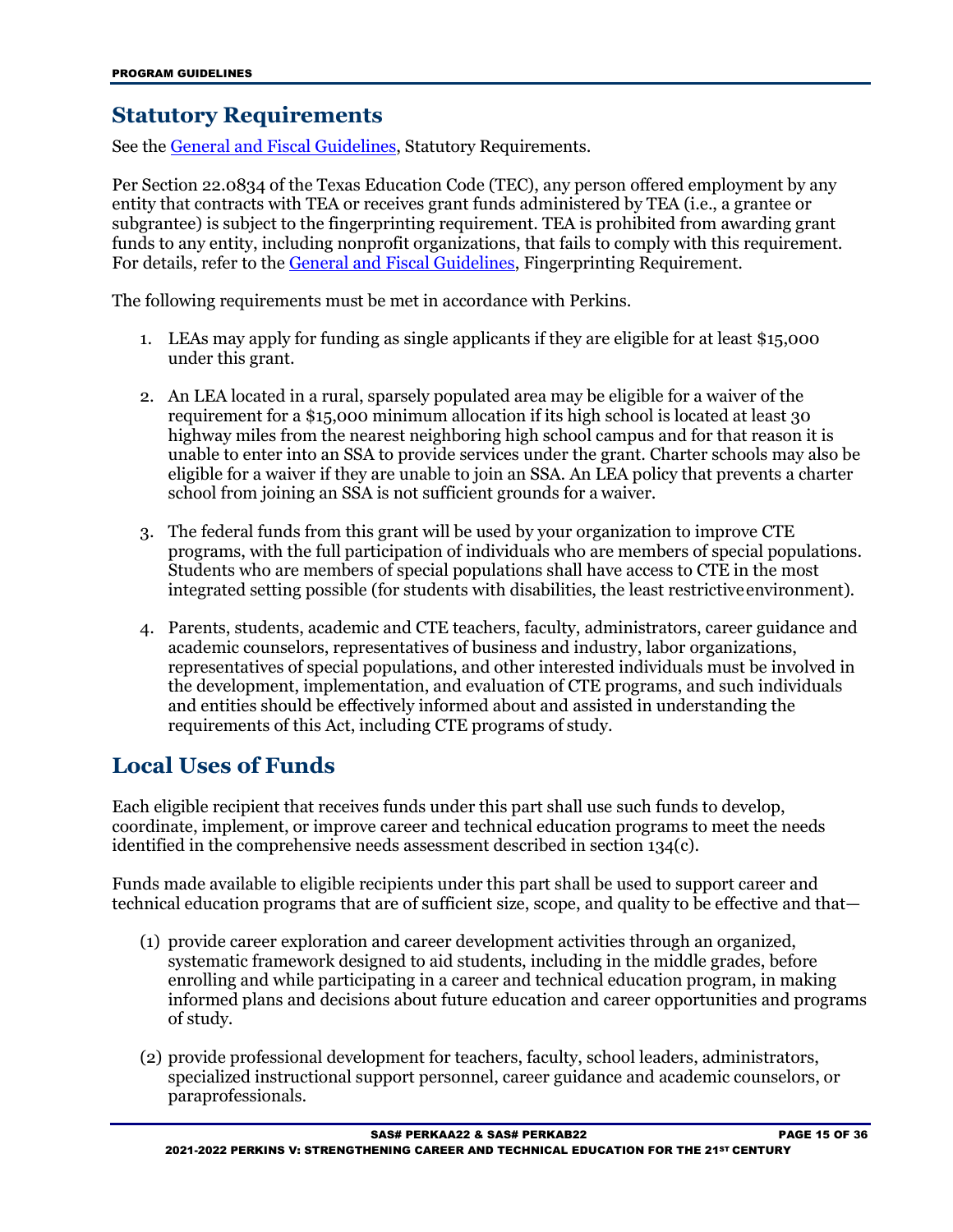## Statutory Requirements

See the General and Fiscal Guidelines, Statutory Requirements.

Per Section 22.0834 of the Texas Education Code (TEC), any person offered employment by any entity that contracts with TEA or receives grant funds administered by TEA (i.e., a grantee or subgrantee) is subject to the fingerprinting requirement. TEA is prohibited from awarding grant funds to any entity, including nonprofit organizations, that fails to comply with this requirement. For details, refer to the General and Fiscal Guidelines, Fingerprinting Requirement.

The following requirements must be met in accordance with Perkins.

1. LEAs may apply for funding as single applicants if they are eligible for at least $15,000 under this grant.
2. An LEA located in a rural, sparsely populated area may be eligible for a waiver of the requirement for a $15,000 minimum allocation if its high school is located at least 30 highway miles from the nearest neighboring high school campus and for that reason it is unable to enter into an SSA to provide services under the grant. Charter schools may also be eligible for a waiver if they are unable to join an SSA. An LEA policy that prevents a charter school from joining an SSA is not sufficient grounds for a waiver.
3. The federal funds from this grant will be used by your organization to improve CTE programs, with the full participation of individuals who are members of special populations. Students who are members of special populations shall have access to CTE in the most integrated setting possible (for students with disabilities, the least restrictive environment).
4. Parents, students, academic and CTE teachers, faculty, administrators, career guidance and academic counselors, representatives of business and industry, labor organizations, representatives of special populations, and other interested individuals must be involved in the development, implementation, and evaluation of CTE programs, and such individuals and entities should be effectively informed about and assisted in understanding the requirements of this Act, including CTE programs of study.

## Local Uses of Funds

Each eligible recipient that receives funds under this part shall use such funds to develop, coordinate, implement, or improve career and technical education programs to meet the needs identified in the comprehensive needs assessment described in section 134(c).

Funds made available to eligible recipients under this part shall be used to support career and technical education programs that are of sufficient size, scope, and quality to be effective and that—

(1) provide career exploration and career development activities through an organized, systematic framework designed to aid students, including in the middle grades, before enrolling and while participating in a career and technical education program, in making informed plans and decisions about future education and career opportunities and programs of study.

(2) provide professional development for teachers, faculty, school leaders, administrators, specialized instructional support personnel, career guidance and academic counselors, or paraprofessionals.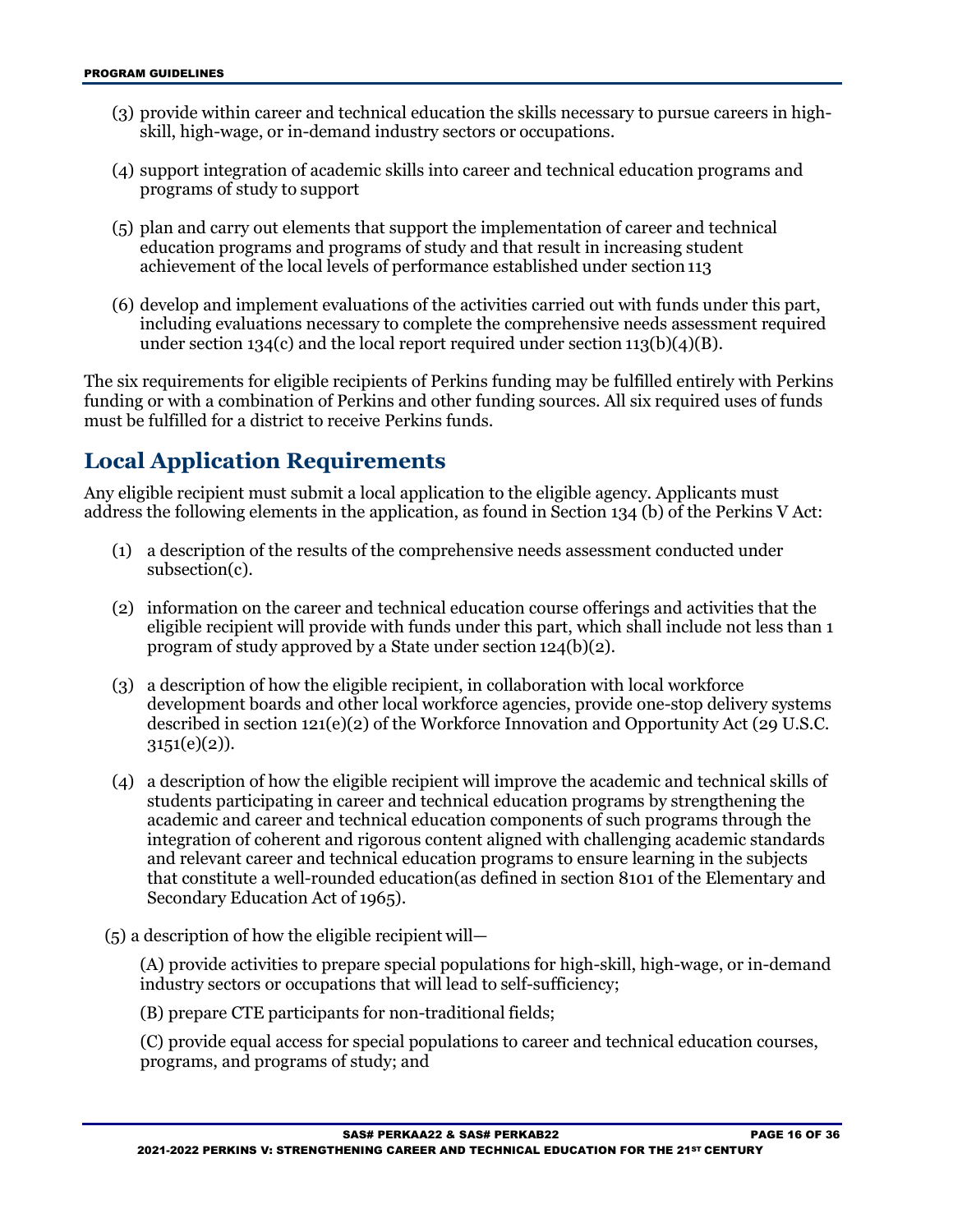(3) provide within career and technical education the skills necessary to pursue careers in high-skill, high-wage, or in-demand industry sectors or occupations.

(4) support integration of academic skills into career and technical education programs and programs of study to support

(5) plan and carry out elements that support the implementation of career and technical education programs and programs of study and that result in increasing student achievement of the local levels of performance established under section 113

(6) develop and implement evaluations of the activities carried out with funds under this part, including evaluations necessary to complete the comprehensive needs assessment required under section 134(c) and the local report required under section 113(b)(4)(B).

The six requirements for eligible recipients of Perkins funding may be fulfilled entirely with Perkins funding or with a combination of Perkins and other funding sources. All six required uses of funds must be fulfilled for a district to receive Perkins funds.

## Local Application Requirements

Any eligible recipient must submit a local application to the eligible agency. Applicants must address the following elements in the application, as found in Section 134 (b) of the Perkins V Act:

(1) a description of the results of the comprehensive needs assessment conducted under subsection(c).

(2) information on the career and technical education course offerings and activities that the eligible recipient will provide with funds under this part, which shall include not less than 1 program of study approved by a State under section 124(b)(2).

(3) a description of how the eligible recipient, in collaboration with local workforce development boards and other local workforce agencies, provide one-stop delivery systems described in section 121(e)(2) of the Workforce Innovation and Opportunity Act (29 U.S.C. 3151(e)(2)).

(4) a description of how the eligible recipient will improve the academic and technical skills of students participating in career and technical education programs by strengthening the academic and career and technical education components of such programs through the integration of coherent and rigorous content aligned with challenging academic standards and relevant career and technical education programs to ensure learning in the subjects that constitute a well-rounded education(as defined in section 8101 of the Elementary and Secondary Education Act of 1965).

(5) a description of how the eligible recipient will—

(A) provide activities to prepare special populations for high-skill, high-wage, or in-demand industry sectors or occupations that will lead to self-sufficiency;

(B) prepare CTE participants for non-traditional fields;

(C) provide equal access for special populations to career and technical education courses, programs, and programs of study; and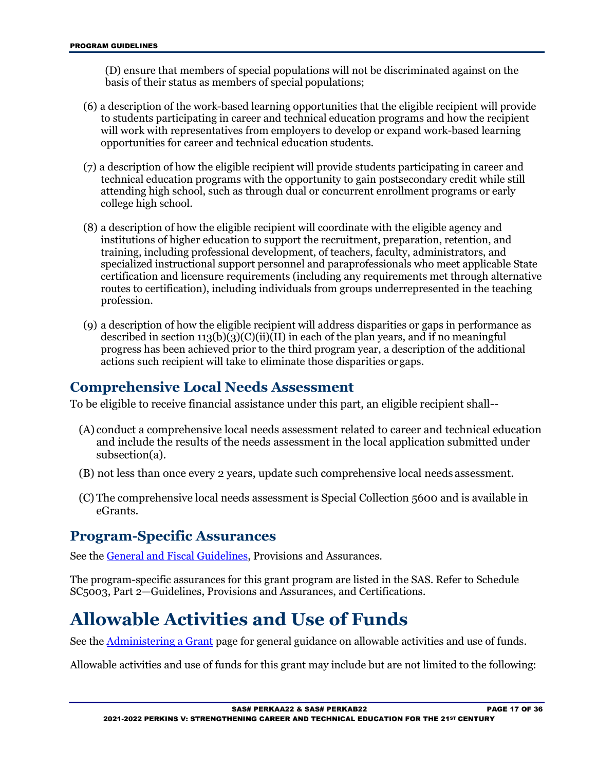(D) ensure that members of special populations will not be discriminated against on the basis of their status as members of special populations;

(6) a description of the work-based learning opportunities that the eligible recipient will provide to students participating in career and technical education programs and how the recipient will work with representatives from employers to develop or expand work-based learning opportunities for career and technical education students.

(7) a description of how the eligible recipient will provide students participating in career and technical education programs with the opportunity to gain postsecondary credit while still attending high school, such as through dual or concurrent enrollment programs or early college high school.

(8) a description of how the eligible recipient will coordinate with the eligible agency and institutions of higher education to support the recruitment, preparation, retention, and training, including professional development, of teachers, faculty, administrators, and specialized instructional support personnel and paraprofessionals who meet applicable State certification and licensure requirements (including any requirements met through alternative routes to certification), including individuals from groups underrepresented in the teaching profession.

(9) a description of how the eligible recipient will address disparities or gaps in performance as described in section 113(b)(3)(C)(ii)(II) in each of the plan years, and if no meaningful progress has been achieved prior to the third program year, a description of the additional actions such recipient will take to eliminate those disparities or gaps.

## Comprehensive Local Needs Assessment

To be eligible to receive financial assistance under this part, an eligible recipient shall--

(A) conduct a comprehensive local needs assessment related to career and technical education and include the results of the needs assessment in the local application submitted under subsection(a).

(B) not less than once every 2 years, update such comprehensive local needs assessment.

(C) The comprehensive local needs assessment is Special Collection 5600 and is available in eGrants.

## Program-Specific Assurances

See the General and Fiscal Guidelines, Provisions and Assurances.

The program-specific assurances for this grant program are listed in the SAS. Refer to Schedule SC5003, Part 2—Guidelines, Provisions and Assurances, and Certifications.

# Allowable Activities and Use of Funds

See the Administering a Grant page for general guidance on allowable activities and use of funds.

Allowable activities and use of funds for this grant may include but are not limited to the following: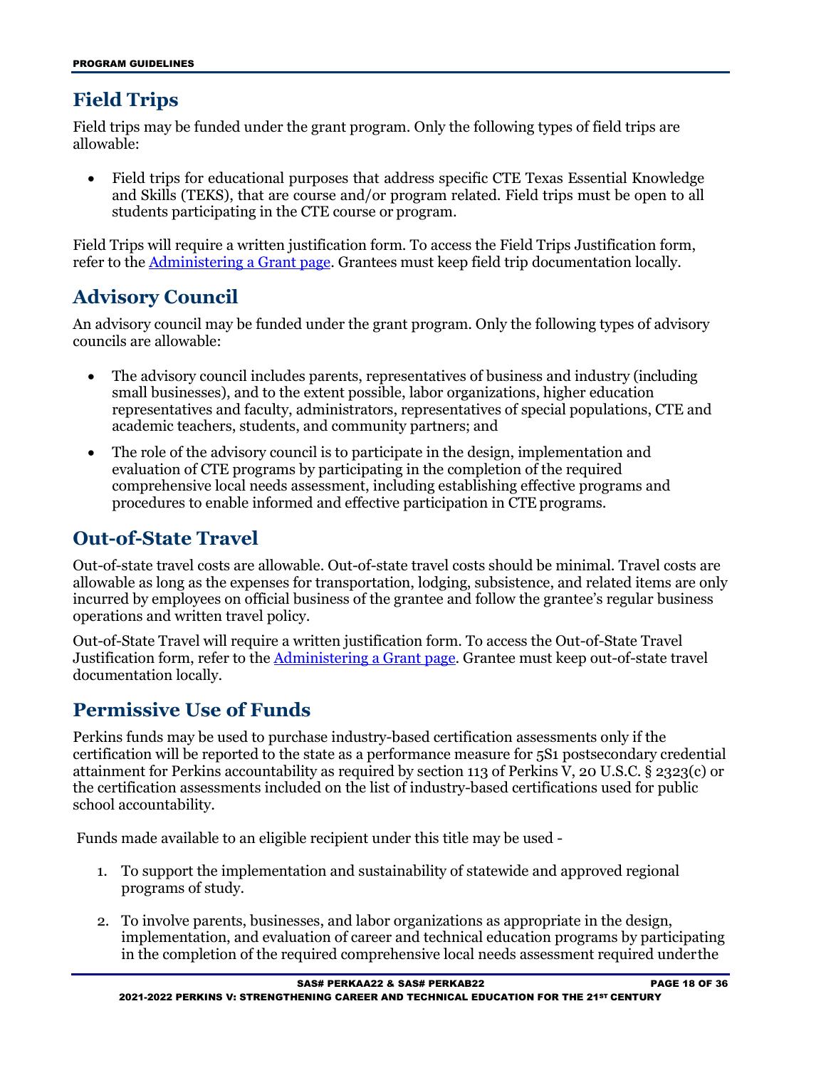## Field Trips

Field trips may be funded under the grant program. Only the following types of field trips are allowable:

- Field trips for educational purposes that address specific CTE Texas Essential Knowledge and Skills (TEKS), that are course and/or program related. Field trips must be open to all students participating in the CTE course or program.

Field Trips will require a written justification form. To access the Field Trips Justification form, refer to the Administering a Grant page. Grantees must keep field trip documentation locally.

## Advisory Council

An advisory council may be funded under the grant program. Only the following types of advisory councils are allowable:

- The advisory council includes parents, representatives of business and industry (including small businesses), and to the extent possible, labor organizations, higher education representatives and faculty, administrators, representatives of special populations, CTE and academic teachers, students, and community partners; and
- The role of the advisory council is to participate in the design, implementation and evaluation of CTE programs by participating in the completion of the required comprehensive local needs assessment, including establishing effective programs and procedures to enable informed and effective participation in CTE programs.

## Out-of-State Travel

Out-of-state travel costs are allowable. Out-of-state travel costs should be minimal. Travel costs are allowable as long as the expenses for transportation, lodging, subsistence, and related items are only incurred by employees on official business of the grantee and follow the grantee's regular business operations and written travel policy.

Out-of-State Travel will require a written justification form. To access the Out-of-State Travel Justification form, refer to the Administering a Grant page. Grantee must keep out-of-state travel documentation locally.

## Permissive Use of Funds

Perkins funds may be used to purchase industry-based certification assessments only if the certification will be reported to the state as a performance measure for 5S1 postsecondary credential attainment for Perkins accountability as required by section 113 of Perkins V, 20 U.S.C. § 2323(c) or the certification assessments included on the list of industry-based certifications used for public school accountability.

Funds made available to an eligible recipient under this title may be used -

1. To support the implementation and sustainability of statewide and approved regional programs of study.
2. To involve parents, businesses, and labor organizations as appropriate in the design, implementation, and evaluation of career and technical education programs by participating in the completion of the required comprehensive local needs assessment required under the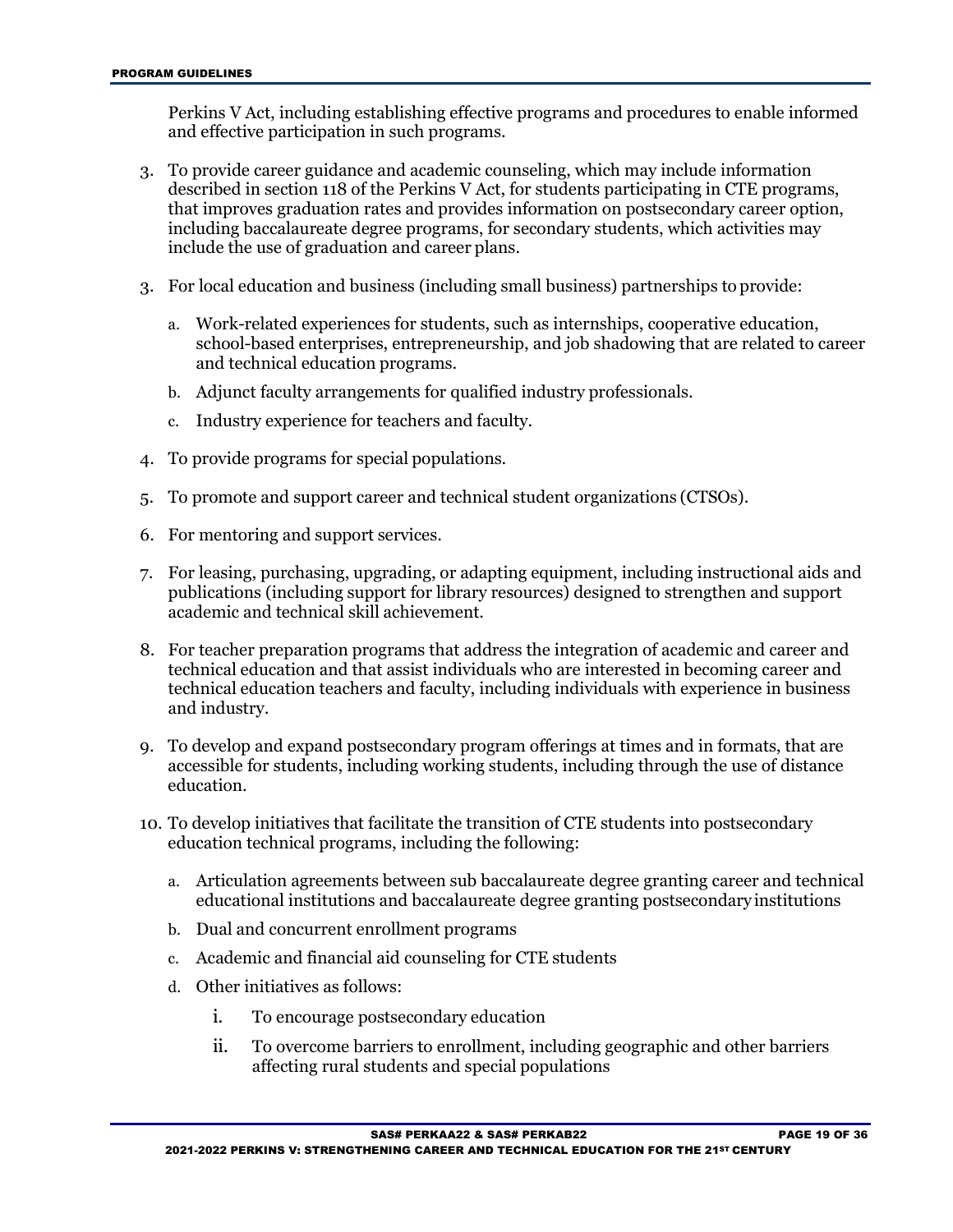Perkins V Act, including establishing effective programs and procedures to enable informed and effective participation in such programs.

3. To provide career guidance and academic counseling, which may include information described in section 118 of the Perkins V Act, for students participating in CTE programs, that improves graduation rates and provides information on postsecondary career option, including baccalaureate degree programs, for secondary students, which activities may include the use of graduation and career plans.

3. For local education and business (including small business) partnerships to provide:

   a. Work-related experiences for students, such as internships, cooperative education, school-based enterprises, entrepreneurship, and job shadowing that are related to career and technical education programs.

   b. Adjunct faculty arrangements for qualified industry professionals.

   c. Industry experience for teachers and faculty.

4. To provide programs for special populations.

5. To promote and support career and technical student organizations (CTSOs).

6. For mentoring and support services.

7. For leasing, purchasing, upgrading, or adapting equipment, including instructional aids and publications (including support for library resources) designed to strengthen and support academic and technical skill achievement.

8. For teacher preparation programs that address the integration of academic and career and technical education and that assist individuals who are interested in becoming career and technical education teachers and faculty, including individuals with experience in business and industry.

9. To develop and expand postsecondary program offerings at times and in formats, that are accessible for students, including working students, including through the use of distance education.

10. To develop initiatives that facilitate the transition of CTE students into postsecondary education technical programs, including the following:

    a. Articulation agreements between sub baccalaureate degree granting career and technical educational institutions and baccalaureate degree granting postsecondary institutions

    b. Dual and concurrent enrollment programs

    c. Academic and financial aid counseling for CTE students

    d. Other initiatives as follows:

       i. To encourage postsecondary education

       ii. To overcome barriers to enrollment, including geographic and other barriers affecting rural students and special populations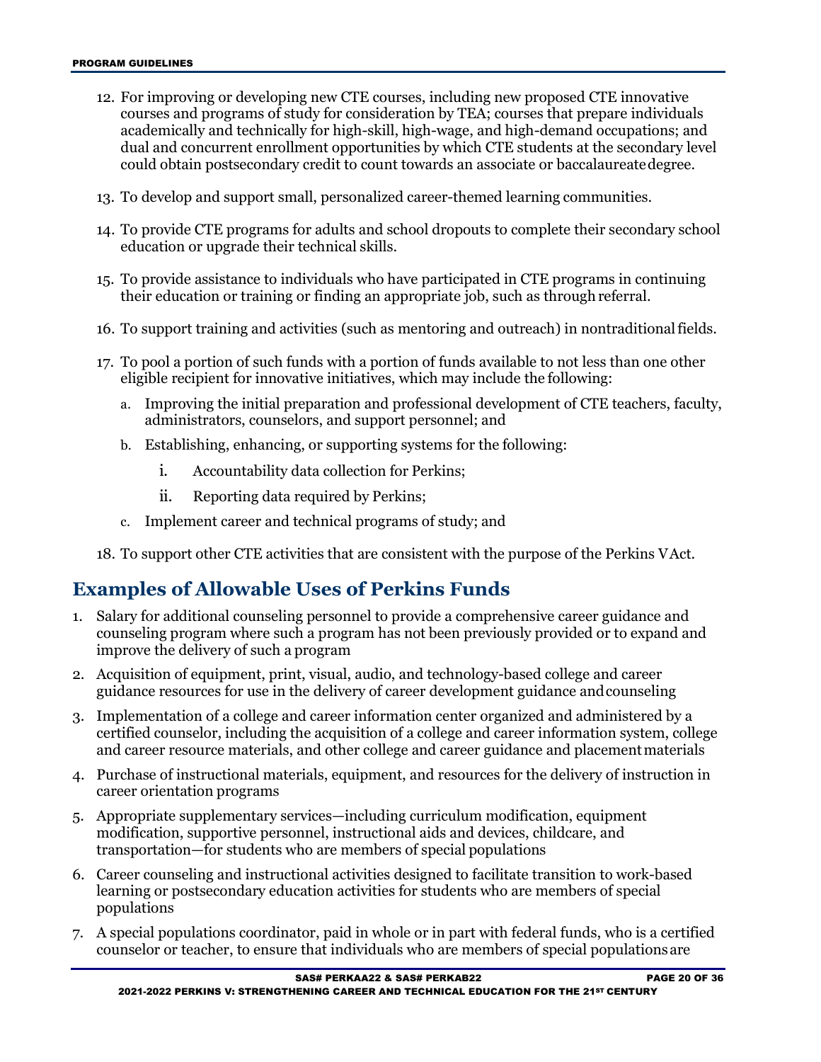12. For improving or developing new CTE courses, including new proposed CTE innovative courses and programs of study for consideration by TEA; courses that prepare individuals academically and technically for high-skill, high-wage, and high-demand occupations; and dual and concurrent enrollment opportunities by which CTE students at the secondary level could obtain postsecondary credit to count towards an associate or baccalaureate degree.
13. To develop and support small, personalized career-themed learning communities.
14. To provide CTE programs for adults and school dropouts to complete their secondary school education or upgrade their technical skills.
15. To provide assistance to individuals who have participated in CTE programs in continuing their education or training or finding an appropriate job, such as through referral.
16. To support training and activities (such as mentoring and outreach) in nontraditional fields.
17. To pool a portion of such funds with a portion of funds available to not less than one other eligible recipient for innovative initiatives, which may include the following:
    a. Improving the initial preparation and professional development of CTE teachers, faculty, administrators, counselors, and support personnel; and
    b. Establishing, enhancing, or supporting systems for the following:
        i. Accountability data collection for Perkins;
        ii. Reporting data required by Perkins;
    c. Implement career and technical programs of study; and
18. To support other CTE activities that are consistent with the purpose of the Perkins V Act.

## Examples of Allowable Uses of Perkins Funds

1. Salary for additional counseling personnel to provide a comprehensive career guidance and counseling program where such a program has not been previously provided or to expand and improve the delivery of such a program
2. Acquisition of equipment, print, visual, audio, and technology-based college and career guidance resources for use in the delivery of career development guidance and counseling
3. Implementation of a college and career information center organized and administered by a certified counselor, including the acquisition of a college and career information system, college and career resource materials, and other college and career guidance and placement materials
4. Purchase of instructional materials, equipment, and resources for the delivery of instruction in career orientation programs
5. Appropriate supplementary services—including curriculum modification, equipment modification, supportive personnel, instructional aids and devices, childcare, and transportation—for students who are members of special populations
6. Career counseling and instructional activities designed to facilitate transition to work-based learning or postsecondary education activities for students who are members of special populations
7. A special populations coordinator, paid in whole or in part with federal funds, who is a certified counselor or teacher, to ensure that individuals who are members of special populations are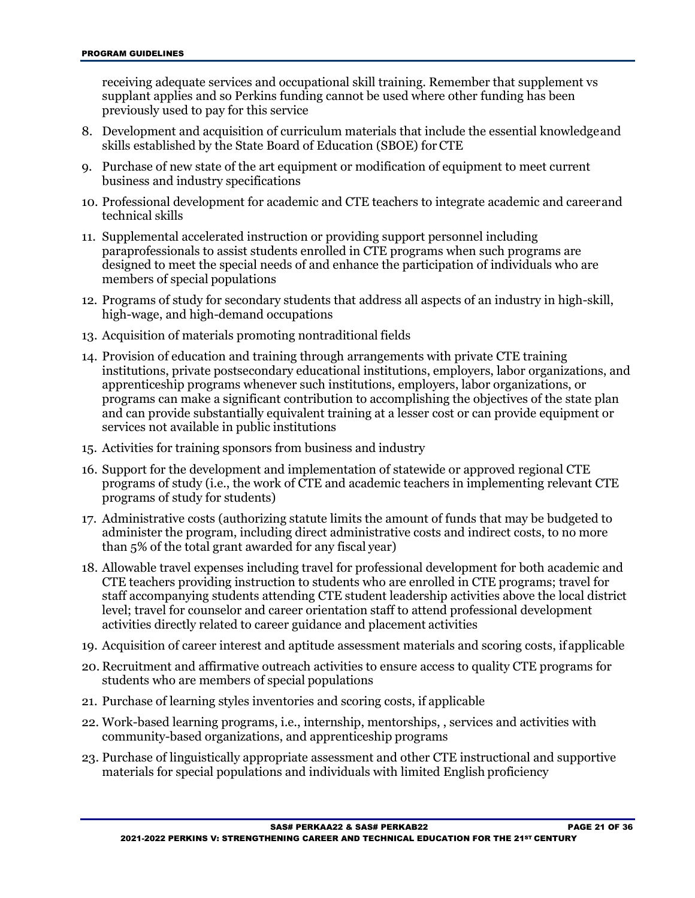receiving adequate services and occupational skill training. Remember that supplement vs supplant applies and so Perkins funding cannot be used where other funding has been previously used to pay for this service

8. Development and acquisition of curriculum materials that include the essential knowledge and skills established by the State Board of Education (SBOE) for CTE
9. Purchase of new state of the art equipment or modification of equipment to meet current business and industry specifications
10. Professional development for academic and CTE teachers to integrate academic and career and technical skills
11. Supplemental accelerated instruction or providing support personnel including paraprofessionals to assist students enrolled in CTE programs when such programs are designed to meet the special needs of and enhance the participation of individuals who are members of special populations
12. Programs of study for secondary students that address all aspects of an industry in high-skill, high-wage, and high-demand occupations
13. Acquisition of materials promoting nontraditional fields
14. Provision of education and training through arrangements with private CTE training institutions, private postsecondary educational institutions, employers, labor organizations, and apprenticeship programs whenever such institutions, employers, labor organizations, or programs can make a significant contribution to accomplishing the objectives of the state plan and can provide substantially equivalent training at a lesser cost or can provide equipment or services not available in public institutions
15. Activities for training sponsors from business and industry
16. Support for the development and implementation of statewide or approved regional CTE programs of study (i.e., the work of CTE and academic teachers in implementing relevant CTE programs of study for students)
17. Administrative costs (authorizing statute limits the amount of funds that may be budgeted to administer the program, including direct administrative costs and indirect costs, to no more than 5% of the total grant awarded for any fiscal year)
18. Allowable travel expenses including travel for professional development for both academic and CTE teachers providing instruction to students who are enrolled in CTE programs; travel for staff accompanying students attending CTE student leadership activities above the local district level; travel for counselor and career orientation staff to attend professional development activities directly related to career guidance and placement activities
19. Acquisition of career interest and aptitude assessment materials and scoring costs, if applicable
20. Recruitment and affirmative outreach activities to ensure access to quality CTE programs for students who are members of special populations
21. Purchase of learning styles inventories and scoring costs, if applicable
22. Work-based learning programs, i.e., internship, mentorships, , services and activities with community-based organizations, and apprenticeship programs
23. Purchase of linguistically appropriate assessment and other CTE instructional and supportive materials for special populations and individuals with limited English proficiency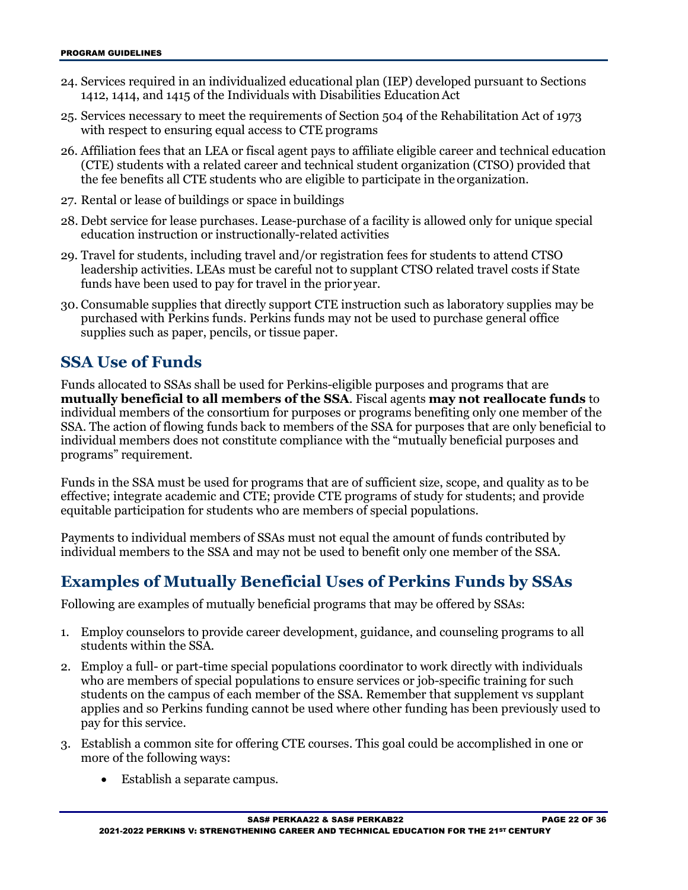24. Services required in an individualized educational plan (IEP) developed pursuant to Sections 1412, 1414, and 1415 of the Individuals with Disabilities Education Act
25. Services necessary to meet the requirements of Section 504 of the Rehabilitation Act of 1973 with respect to ensuring equal access to CTE programs
26. Affiliation fees that an LEA or fiscal agent pays to affiliate eligible career and technical education (CTE) students with a related career and technical student organization (CTSO) provided that the fee benefits all CTE students who are eligible to participate in the organization.
27. Rental or lease of buildings or space in buildings
28. Debt service for lease purchases. Lease-purchase of a facility is allowed only for unique special education instruction or instructionally-related activities
29. Travel for students, including travel and/or registration fees for students to attend CTSO leadership activities. LEAs must be careful not to supplant CTSO related travel costs if State funds have been used to pay for travel in the prior year.
30. Consumable supplies that directly support CTE instruction such as laboratory supplies may be purchased with Perkins funds. Perkins funds may not be used to purchase general office supplies such as paper, pencils, or tissue paper.

## SSA Use of Funds

Funds allocated to SSAs shall be used for Perkins-eligible purposes and programs that are **mutually beneficial to all members of the SSA**. Fiscal agents **may not reallocate funds** to individual members of the consortium for purposes or programs benefiting only one member of the SSA. The action of flowing funds back to members of the SSA for purposes that are only beneficial to individual members does not constitute compliance with the "mutually beneficial purposes and programs" requirement.

Funds in the SSA must be used for programs that are of sufficient size, scope, and quality as to be effective; integrate academic and CTE; provide CTE programs of study for students; and provide equitable participation for students who are members of special populations.

Payments to individual members of SSAs must not equal the amount of funds contributed by individual members to the SSA and may not be used to benefit only one member of the SSA.

## Examples of Mutually Beneficial Uses of Perkins Funds by SSAs

Following are examples of mutually beneficial programs that may be offered by SSAs:

1. Employ counselors to provide career development, guidance, and counseling programs to all students within the SSA.
2. Employ a full- or part-time special populations coordinator to work directly with individuals who are members of special populations to ensure services or job-specific training for such students on the campus of each member of the SSA. Remember that supplement vs supplant applies and so Perkins funding cannot be used where other funding has been previously used to pay for this service.
3. Establish a common site for offering CTE courses. This goal could be accomplished in one or more of the following ways:
    - Establish a separate campus.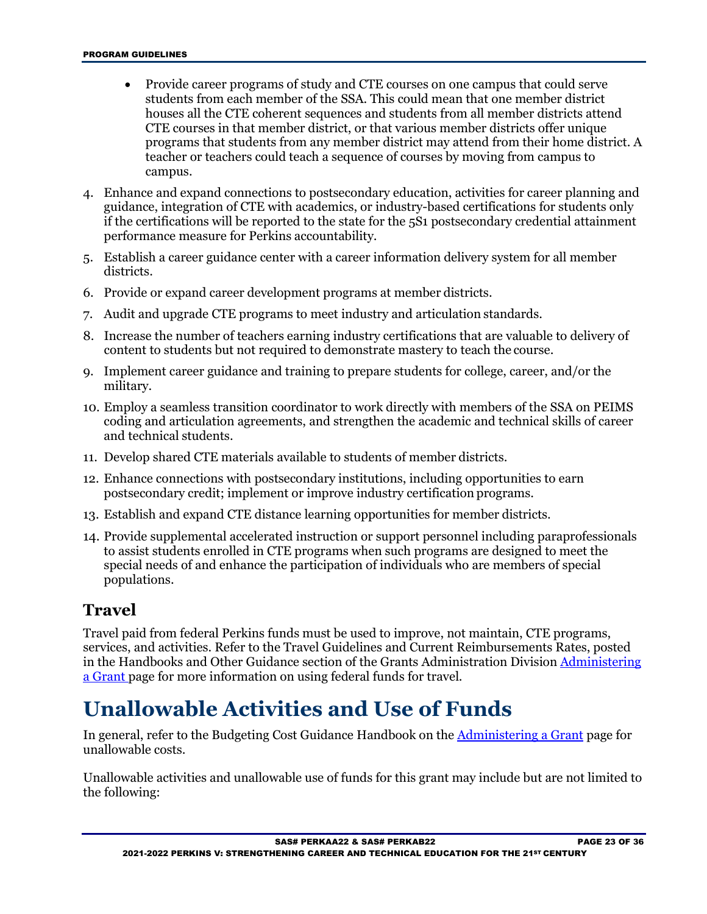- Provide career programs of study and CTE courses on one campus that could serve students from each member of the SSA. This could mean that one member district houses all the CTE coherent sequences and students from all member districts attend CTE courses in that member district, or that various member districts offer unique programs that students from any member district may attend from their home district. A teacher or teachers could teach a sequence of courses by moving from campus to campus.

4. Enhance and expand connections to postsecondary education, activities for career planning and guidance, integration of CTE with academics, or industry-based certifications for students only if the certifications will be reported to the state for the 5S1 postsecondary credential attainment performance measure for Perkins accountability.
5. Establish a career guidance center with a career information delivery system for all member districts.
6. Provide or expand career development programs at member districts.
7. Audit and upgrade CTE programs to meet industry and articulation standards.
8. Increase the number of teachers earning industry certifications that are valuable to delivery of content to students but not required to demonstrate mastery to teach the course.
9. Implement career guidance and training to prepare students for college, career, and/or the military.
10. Employ a seamless transition coordinator to work directly with members of the SSA on PEIMS coding and articulation agreements, and strengthen the academic and technical skills of career and technical students.
11. Develop shared CTE materials available to students of member districts.
12. Enhance connections with postsecondary institutions, including opportunities to earn postsecondary credit; implement or improve industry certification programs.
13. Establish and expand CTE distance learning opportunities for member districts.
14. Provide supplemental accelerated instruction or support personnel including paraprofessionals to assist students enrolled in CTE programs when such programs are designed to meet the special needs of and enhance the participation of individuals who are members of special populations.

## Travel

Travel paid from federal Perkins funds must be used to improve, not maintain, CTE programs, services, and activities. Refer to the Travel Guidelines and Current Reimbursements Rates, posted in the Handbooks and Other Guidance section of the Grants Administration Division Administering a Grant page for more information on using federal funds for travel.

# Unallowable Activities and Use of Funds

In general, refer to the Budgeting Cost Guidance Handbook on the Administering a Grant page for unallowable costs.

Unallowable activities and unallowable use of funds for this grant may include but are not limited to the following: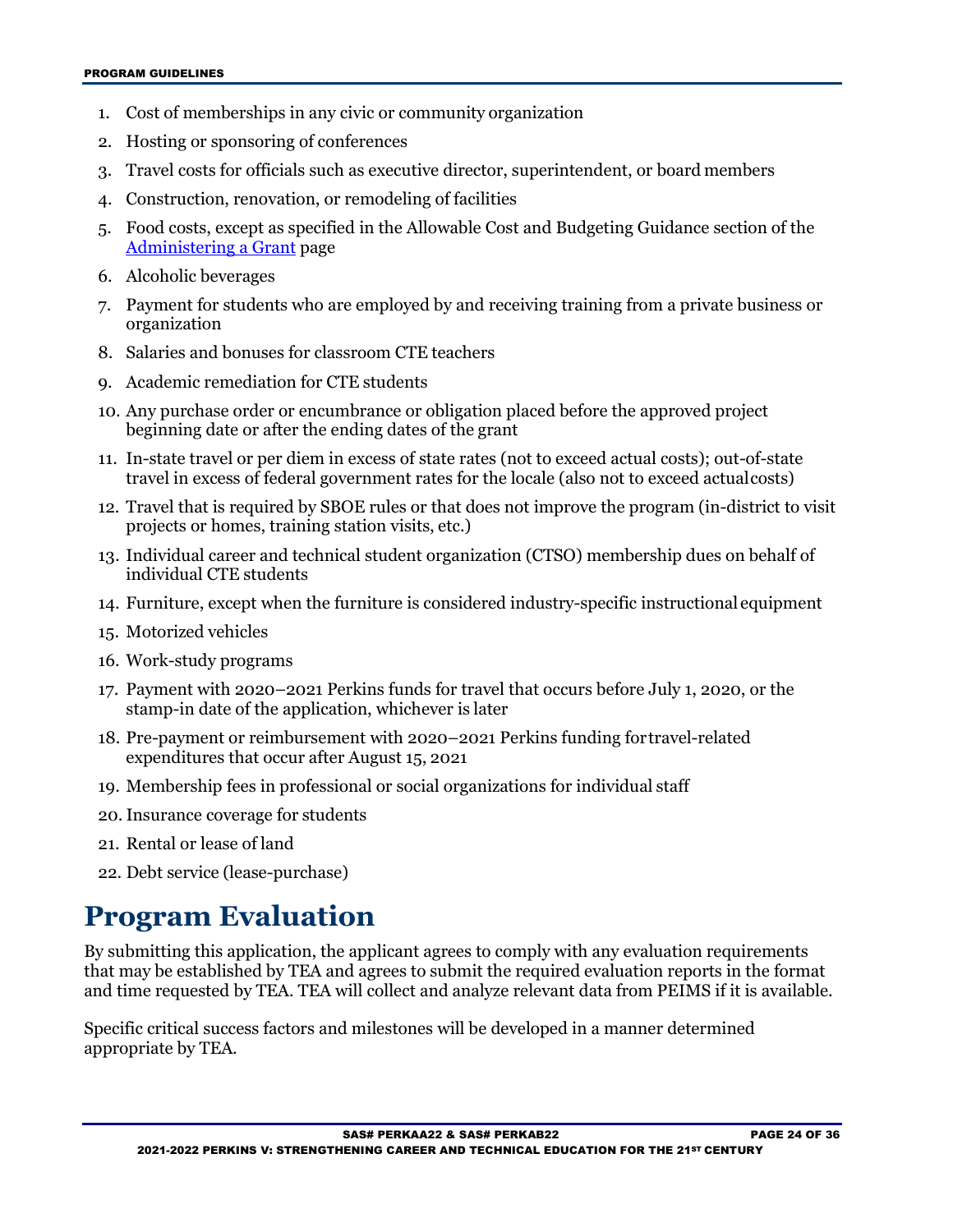1. Cost of memberships in any civic or community organization
2. Hosting or sponsoring of conferences
3. Travel costs for officials such as executive director, superintendent, or board members
4. Construction, renovation, or remodeling of facilities
5. Food costs, except as specified in the Allowable Cost and Budgeting Guidance section of the [Administering a Grant](Administering a Grant) page
6. Alcoholic beverages
7. Payment for students who are employed by and receiving training from a private business or organization
8. Salaries and bonuses for classroom CTE teachers
9. Academic remediation for CTE students
10. Any purchase order or encumbrance or obligation placed before the approved project beginning date or after the ending dates of the grant
11. In-state travel or per diem in excess of state rates (not to exceed actual costs); out-of-state travel in excess of federal government rates for the locale (also not to exceed actual costs)
12. Travel that is required by SBOE rules or that does not improve the program (in-district to visit projects or homes, training station visits, etc.)
13. Individual career and technical student organization (CTSO) membership dues on behalf of individual CTE students
14. Furniture, except when the furniture is considered industry-specific instructional equipment
15. Motorized vehicles
16. Work-study programs
17. Payment with 2020–2021 Perkins funds for travel that occurs before July 1, 2020, or the stamp-in date of the application, whichever is later
18. Pre-payment or reimbursement with 2020–2021 Perkins funding for travel-related expenditures that occur after August 15, 2021
19. Membership fees in professional or social organizations for individual staff
20. Insurance coverage for students
21. Rental or lease of land
22. Debt service (lease-purchase)

# Program Evaluation

By submitting this application, the applicant agrees to comply with any evaluation requirements that may be established by TEA and agrees to submit the required evaluation reports in the format and time requested by TEA. TEA will collect and analyze relevant data from PEIMS if it is available.

Specific critical success factors and milestones will be developed in a manner determined appropriate by TEA.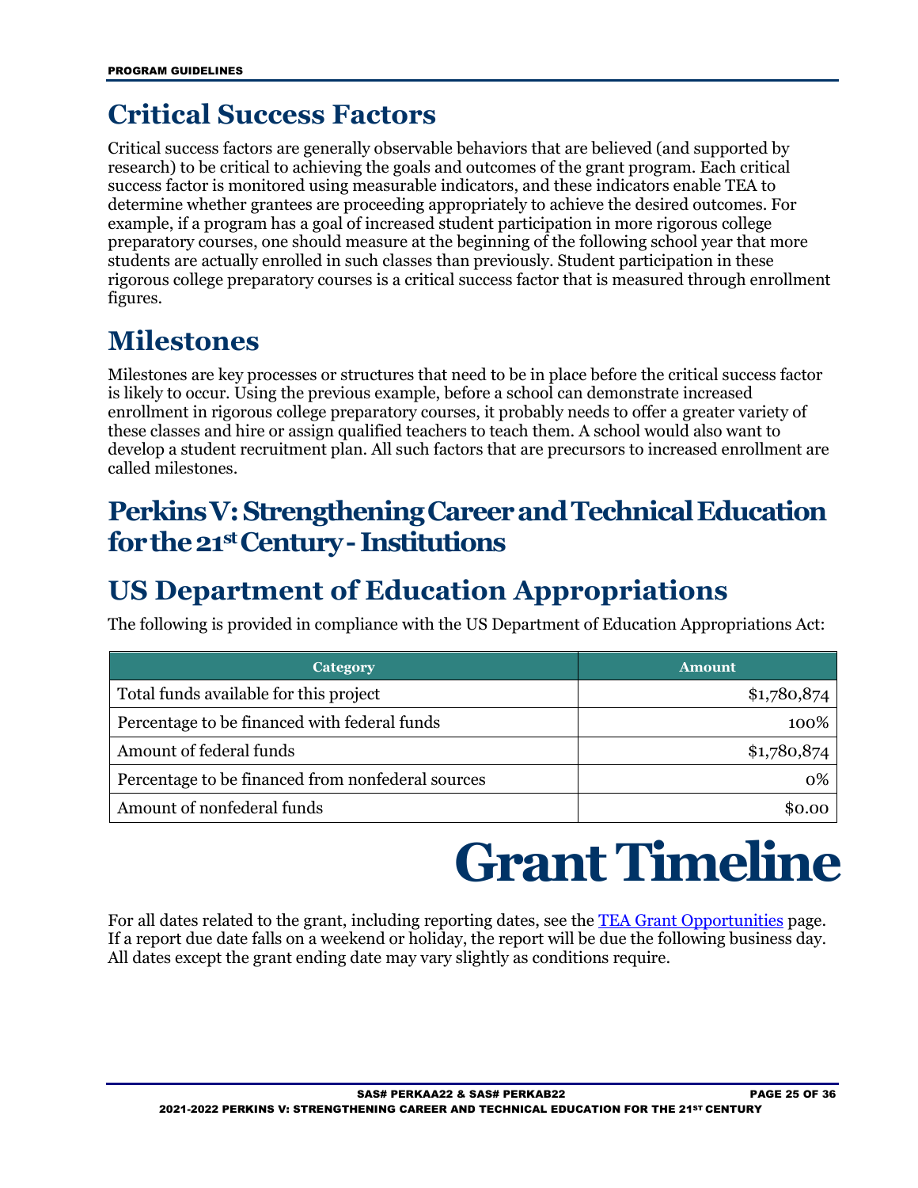## Critical Success Factors

Critical success factors are generally observable behaviors that are believed (and supported by research) to be critical to achieving the goals and outcomes of the grant program. Each critical success factor is monitored using measurable indicators, and these indicators enable TEA to determine whether grantees are proceeding appropriately to achieve the desired outcomes. For example, if a program has a goal of increased student participation in more rigorous college preparatory courses, one should measure at the beginning of the following school year that more students are actually enrolled in such classes than previously. Student participation in these rigorous college preparatory courses is a critical success factor that is measured through enrollment figures.

## Milestones

Milestones are key processes or structures that need to be in place before the critical success factor is likely to occur. Using the previous example, before a school can demonstrate increased enrollment in rigorous college preparatory courses, it probably needs to offer a greater variety of these classes and hire or assign qualified teachers to teach them. A school would also want to develop a student recruitment plan. All such factors that are precursors to increased enrollment are called milestones.

## Perkins V: Strengthening Career and Technical Education for the 21st Century - Institutions

## US Department of Education Appropriations

The following is provided in compliance with the US Department of Education Appropriations Act:

| Category | Amount |
|---|---|
| Total funds available for this project | $1,780,874 |
| Percentage to be financed with federal funds | 100% |
| Amount of federal funds | $1,780,874 |
| Percentage to be financed from nonfederal sources | 0% |
| Amount of nonfederal funds | $0.00 |

# Grant Timeline

For all dates related to the grant, including reporting dates, see the TEA Grant Opportunities page. If a report due date falls on a weekend or holiday, the report will be due the following business day. All dates except the grant ending date may vary slightly as conditions require.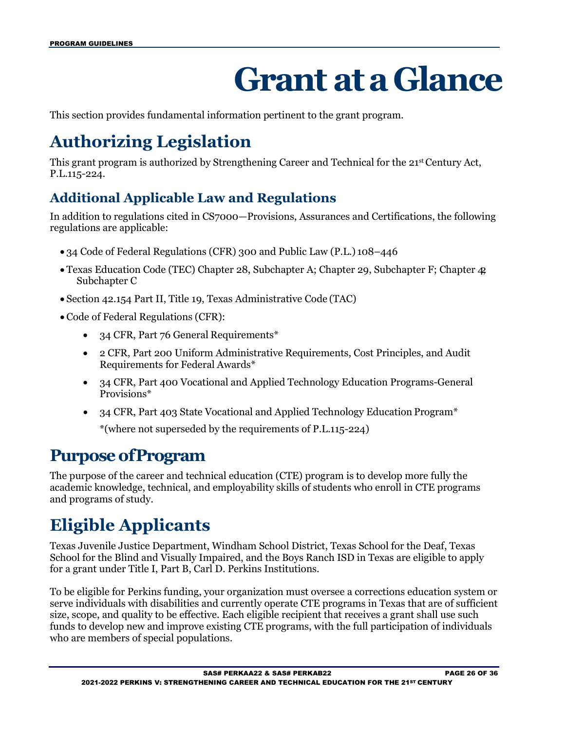# Grant at a Glance

This section provides fundamental information pertinent to the grant program.

## Authorizing Legislation

This grant program is authorized by Strengthening Career and Technical for the 21st Century Act, P.L.115-224.

### Additional Applicable Law and Regulations

In addition to regulations cited in CS7000—Provisions, Assurances and Certifications, the following regulations are applicable:

- 34 Code of Federal Regulations (CFR) 300 and Public Law (P.L.) 108–446
- Texas Education Code (TEC) Chapter 28, Subchapter A; Chapter 29, Subchapter F; Chapter 42, Subchapter C
- Section 42.154 Part II, Title 19, Texas Administrative Code (TAC)
- Code of Federal Regulations (CFR):
  - 34 CFR, Part 76 General Requirements*
  - 2 CFR, Part 200 Uniform Administrative Requirements, Cost Principles, and Audit Requirements for Federal Awards*
  - 34 CFR, Part 400 Vocational and Applied Technology Education Programs-General Provisions*
  - 34 CFR, Part 403 State Vocational and Applied Technology Education Program*

    *(where not superseded by the requirements of P.L.115-224)

## Purpose of Program

The purpose of the career and technical education (CTE) program is to develop more fully the academic knowledge, technical, and employability skills of students who enroll in CTE programs and programs of study.

## Eligible Applicants

Texas Juvenile Justice Department, Windham School District, Texas School for the Deaf, Texas School for the Blind and Visually Impaired, and the Boys Ranch ISD in Texas are eligible to apply for a grant under Title I, Part B, Carl D. Perkins Institutions.

To be eligible for Perkins funding, your organization must oversee a corrections education system or serve individuals with disabilities and currently operate CTE programs in Texas that are of sufficient size, scope, and quality to be effective. Each eligible recipient that receives a grant shall use such funds to develop new and improve existing CTE programs, with the full participation of individuals who are members of special populations.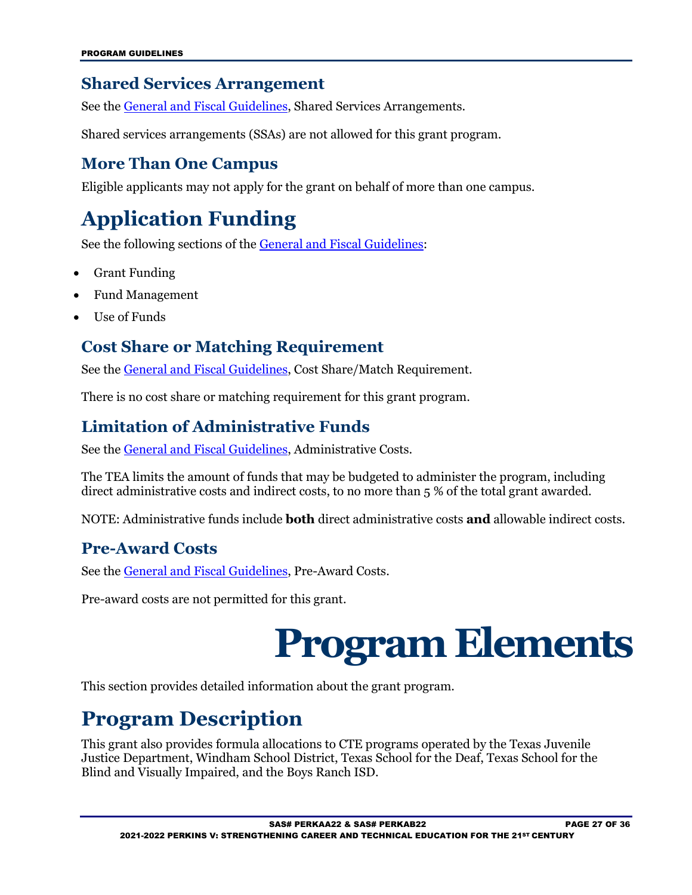## Shared Services Arrangement

See the General and Fiscal Guidelines, Shared Services Arrangements.

Shared services arrangements (SSAs) are not allowed for this grant program.

## More Than One Campus

Eligible applicants may not apply for the grant on behalf of more than one campus.

# Application Funding

See the following sections of the General and Fiscal Guidelines:

- Grant Funding
- Fund Management
- Use of Funds

## Cost Share or Matching Requirement

See the General and Fiscal Guidelines, Cost Share/Match Requirement.

There is no cost share or matching requirement for this grant program.

## Limitation of Administrative Funds

See the General and Fiscal Guidelines, Administrative Costs.

The TEA limits the amount of funds that may be budgeted to administer the program, including direct administrative costs and indirect costs, to no more than 5 % of the total grant awarded.

NOTE: Administrative funds include **both** direct administrative costs **and** allowable indirect costs.

## Pre-Award Costs

See the General and Fiscal Guidelines, Pre-Award Costs.

Pre-award costs are not permitted for this grant.

# Program Elements

This section provides detailed information about the grant program.

# Program Description

This grant also provides formula allocations to CTE programs operated by the Texas Juvenile Justice Department, Windham School District, Texas School for the Deaf, Texas School for the Blind and Visually Impaired, and the Boys Ranch ISD.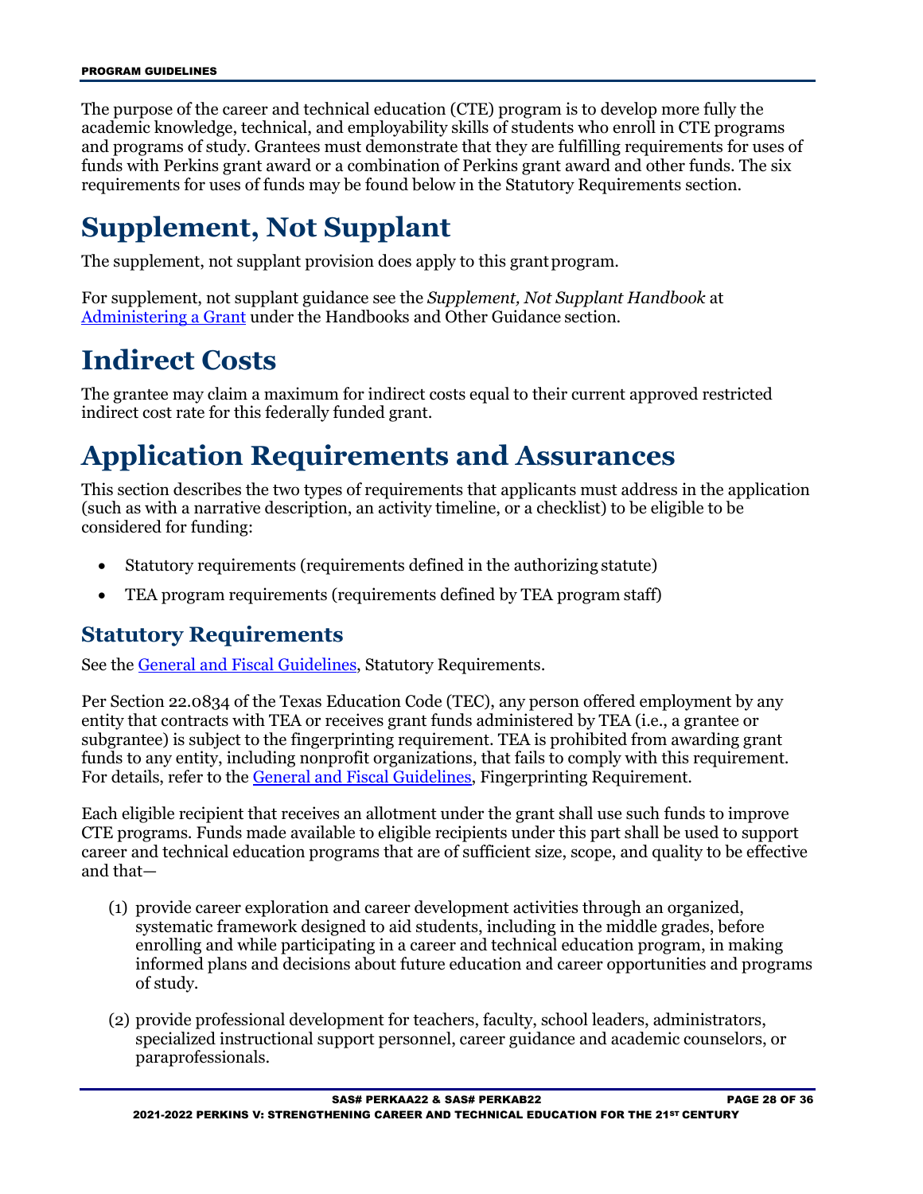The purpose of the career and technical education (CTE) program is to develop more fully the academic knowledge, technical, and employability skills of students who enroll in CTE programs and programs of study. Grantees must demonstrate that they are fulfilling requirements for uses of funds with Perkins grant award or a combination of Perkins grant award and other funds. The six requirements for uses of funds may be found below in the Statutory Requirements section.

# Supplement, Not Supplant

The supplement, not supplant provision does apply to this grant program.

For supplement, not supplant guidance see the *Supplement, Not Supplant Handbook* at [Administering a Grant]() under the Handbooks and Other Guidance section.

# Indirect Costs

The grantee may claim a maximum for indirect costs equal to their current approved restricted indirect cost rate for this federally funded grant.

# Application Requirements and Assurances

This section describes the two types of requirements that applicants must address in the application (such as with a narrative description, an activity timeline, or a checklist) to be eligible to be considered for funding:

- Statutory requirements (requirements defined in the authorizing statute)
- TEA program requirements (requirements defined by TEA program staff)

## Statutory Requirements

See the [General and Fiscal Guidelines](), Statutory Requirements.

Per Section 22.0834 of the Texas Education Code (TEC), any person offered employment by any entity that contracts with TEA or receives grant funds administered by TEA (i.e., a grantee or subgrantee) is subject to the fingerprinting requirement. TEA is prohibited from awarding grant funds to any entity, including nonprofit organizations, that fails to comply with this requirement. For details, refer to the [General and Fiscal Guidelines](), Fingerprinting Requirement.

Each eligible recipient that receives an allotment under the grant shall use such funds to improve CTE programs. Funds made available to eligible recipients under this part shall be used to support career and technical education programs that are of sufficient size, scope, and quality to be effective and that—

(1) provide career exploration and career development activities through an organized, systematic framework designed to aid students, including in the middle grades, before enrolling and while participating in a career and technical education program, in making informed plans and decisions about future education and career opportunities and programs of study.

(2) provide professional development for teachers, faculty, school leaders, administrators, specialized instructional support personnel, career guidance and academic counselors, or paraprofessionals.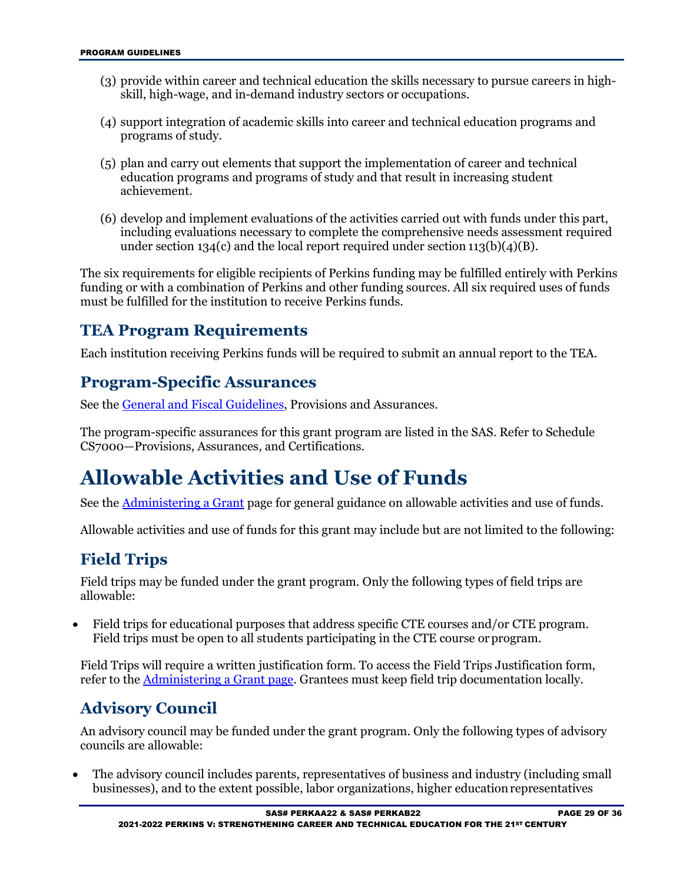(3) provide within career and technical education the skills necessary to pursue careers in high-skill, high-wage, and in-demand industry sectors or occupations.

(4) support integration of academic skills into career and technical education programs and programs of study.

(5) plan and carry out elements that support the implementation of career and technical education programs and programs of study and that result in increasing student achievement.

(6) develop and implement evaluations of the activities carried out with funds under this part, including evaluations necessary to complete the comprehensive needs assessment required under section 134(c) and the local report required under section 113(b)(4)(B).

The six requirements for eligible recipients of Perkins funding may be fulfilled entirely with Perkins funding or with a combination of Perkins and other funding sources. All six required uses of funds must be fulfilled for the institution to receive Perkins funds.

## TEA Program Requirements

Each institution receiving Perkins funds will be required to submit an annual report to the TEA.

## Program-Specific Assurances

See the General and Fiscal Guidelines, Provisions and Assurances.

The program-specific assurances for this grant program are listed in the SAS. Refer to Schedule CS7000—Provisions, Assurances, and Certifications.

# Allowable Activities and Use of Funds

See the Administering a Grant page for general guidance on allowable activities and use of funds.

Allowable activities and use of funds for this grant may include but are not limited to the following:

## Field Trips

Field trips may be funded under the grant program. Only the following types of field trips are allowable:

- Field trips for educational purposes that address specific CTE courses and/or CTE program. Field trips must be open to all students participating in the CTE course or program.

Field Trips will require a written justification form. To access the Field Trips Justification form, refer to the Administering a Grant page. Grantees must keep field trip documentation locally.

## Advisory Council

An advisory council may be funded under the grant program. Only the following types of advisory councils are allowable:

- The advisory council includes parents, representatives of business and industry (including small businesses), and to the extent possible, labor organizations, higher education representatives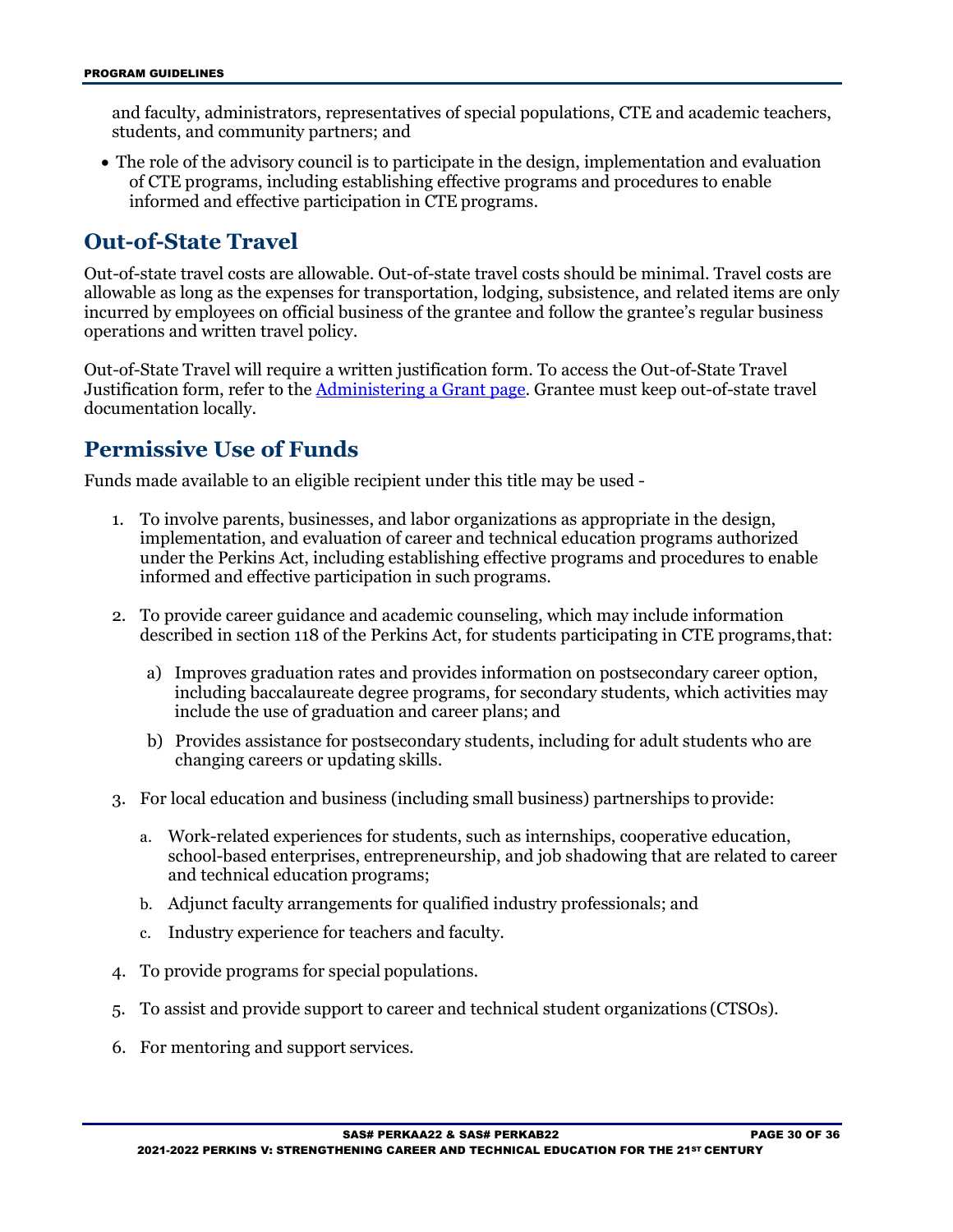and faculty, administrators, representatives of special populations, CTE and academic teachers, students, and community partners; and

- The role of the advisory council is to participate in the design, implementation and evaluation of CTE programs, including establishing effective programs and procedures to enable informed and effective participation in CTE programs.

## Out-of-State Travel

Out-of-state travel costs are allowable. Out-of-state travel costs should be minimal. Travel costs are allowable as long as the expenses for transportation, lodging, subsistence, and related items are only incurred by employees on official business of the grantee and follow the grantee's regular business operations and written travel policy.

Out-of-State Travel will require a written justification form. To access the Out-of-State Travel Justification form, refer to the [Administering a Grant page](). Grantee must keep out-of-state travel documentation locally.

## Permissive Use of Funds

Funds made available to an eligible recipient under this title may be used -

1. To involve parents, businesses, and labor organizations as appropriate in the design, implementation, and evaluation of career and technical education programs authorized under the Perkins Act, including establishing effective programs and procedures to enable informed and effective participation in such programs.

2. To provide career guidance and academic counseling, which may include information described in section 118 of the Perkins Act, for students participating in CTE programs, that:

   a) Improves graduation rates and provides information on postsecondary career option, including baccalaureate degree programs, for secondary students, which activities may include the use of graduation and career plans; and

   b) Provides assistance for postsecondary students, including for adult students who are changing careers or updating skills.

3. For local education and business (including small business) partnerships to provide:

   a. Work-related experiences for students, such as internships, cooperative education, school-based enterprises, entrepreneurship, and job shadowing that are related to career and technical education programs;

   b. Adjunct faculty arrangements for qualified industry professionals; and

   c. Industry experience for teachers and faculty.

4. To provide programs for special populations.

5. To assist and provide support to career and technical student organizations (CTSOs).

6. For mentoring and support services.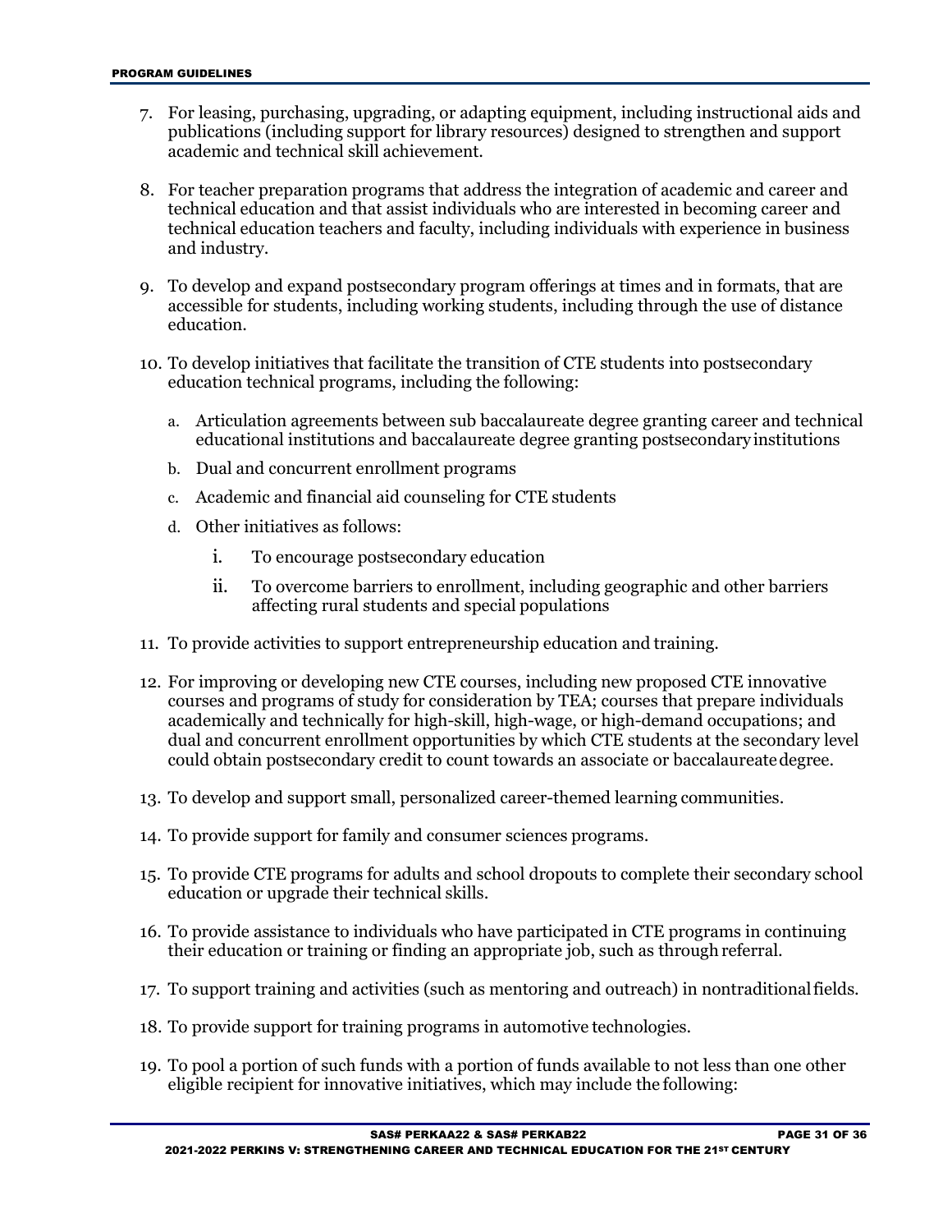7. For leasing, purchasing, upgrading, or adapting equipment, including instructional aids and publications (including support for library resources) designed to strengthen and support academic and technical skill achievement.

8. For teacher preparation programs that address the integration of academic and career and technical education and that assist individuals who are interested in becoming career and technical education teachers and faculty, including individuals with experience in business and industry.

9. To develop and expand postsecondary program offerings at times and in formats, that are accessible for students, including working students, including through the use of distance education.

10. To develop initiatives that facilitate the transition of CTE students into postsecondary education technical programs, including the following:

    a. Articulation agreements between sub baccalaureate degree granting career and technical educational institutions and baccalaureate degree granting postsecondary institutions

    b. Dual and concurrent enrollment programs

    c. Academic and financial aid counseling for CTE students

    d. Other initiatives as follows:

       i. To encourage postsecondary education

       ii. To overcome barriers to enrollment, including geographic and other barriers affecting rural students and special populations

11. To provide activities to support entrepreneurship education and training.

12. For improving or developing new CTE courses, including new proposed CTE innovative courses and programs of study for consideration by TEA; courses that prepare individuals academically and technically for high-skill, high-wage, or high-demand occupations; and dual and concurrent enrollment opportunities by which CTE students at the secondary level could obtain postsecondary credit to count towards an associate or baccalaureate degree.

13. To develop and support small, personalized career-themed learning communities.

14. To provide support for family and consumer sciences programs.

15. To provide CTE programs for adults and school dropouts to complete their secondary school education or upgrade their technical skills.

16. To provide assistance to individuals who have participated in CTE programs in continuing their education or training or finding an appropriate job, such as through referral.

17. To support training and activities (such as mentoring and outreach) in nontraditional fields.

18. To provide support for training programs in automotive technologies.

19. To pool a portion of such funds with a portion of funds available to not less than one other eligible recipient for innovative initiatives, which may include the following: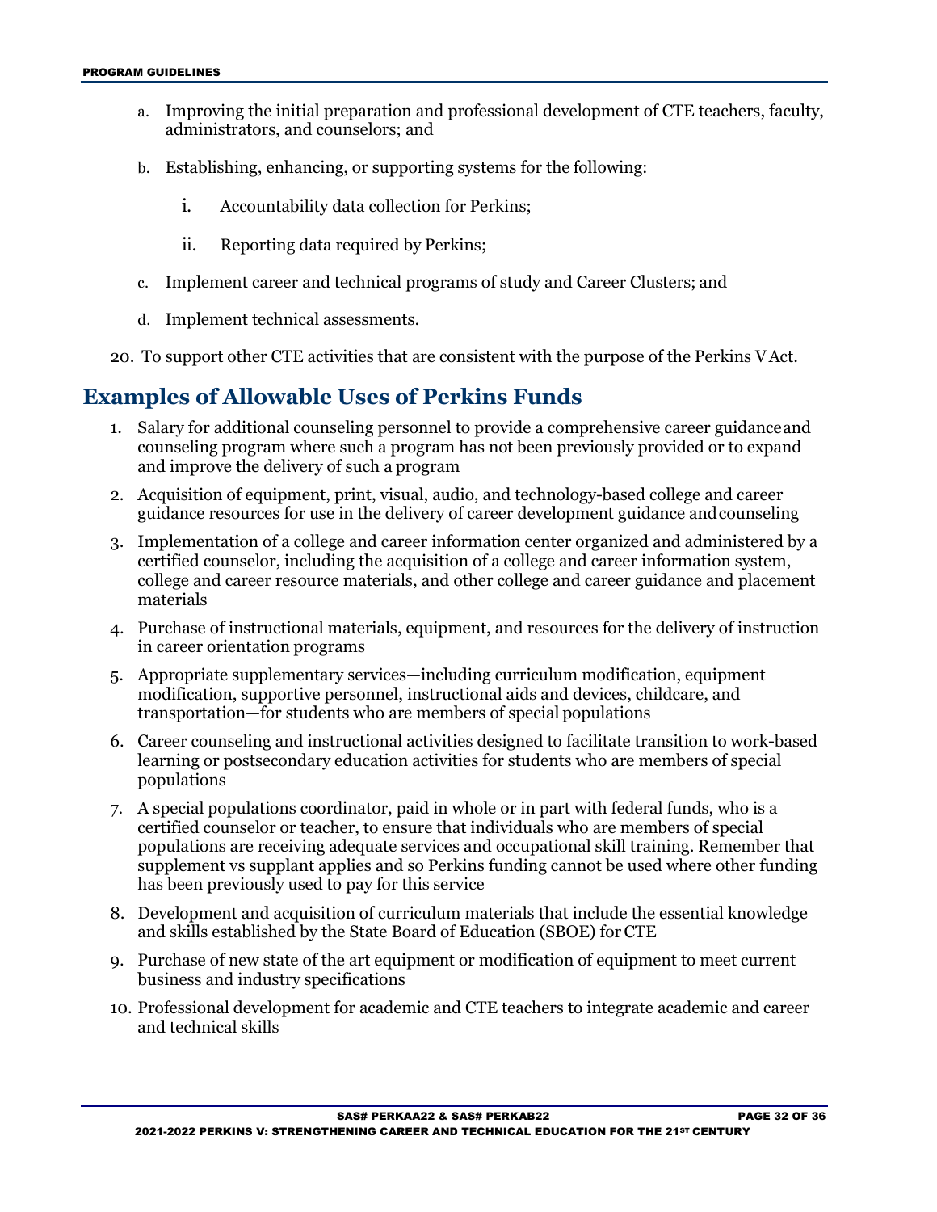a. Improving the initial preparation and professional development of CTE teachers, faculty, administrators, and counselors; and

b. Establishing, enhancing, or supporting systems for the following:

   i. Accountability data collection for Perkins;

   ii. Reporting data required by Perkins;

c. Implement career and technical programs of study and Career Clusters; and

d. Implement technical assessments.

20. To support other CTE activities that are consistent with the purpose of the Perkins V Act.

## Examples of Allowable Uses of Perkins Funds

1. Salary for additional counseling personnel to provide a comprehensive career guidance and counseling program where such a program has not been previously provided or to expand and improve the delivery of such a program
2. Acquisition of equipment, print, visual, audio, and technology-based college and career guidance resources for use in the delivery of career development guidance and counseling
3. Implementation of a college and career information center organized and administered by a certified counselor, including the acquisition of a college and career information system, college and career resource materials, and other college and career guidance and placement materials
4. Purchase of instructional materials, equipment, and resources for the delivery of instruction in career orientation programs
5. Appropriate supplementary services—including curriculum modification, equipment modification, supportive personnel, instructional aids and devices, childcare, and transportation—for students who are members of special populations
6. Career counseling and instructional activities designed to facilitate transition to work-based learning or postsecondary education activities for students who are members of special populations
7. A special populations coordinator, paid in whole or in part with federal funds, who is a certified counselor or teacher, to ensure that individuals who are members of special populations are receiving adequate services and occupational skill training. Remember that supplement vs supplant applies and so Perkins funding cannot be used where other funding has been previously used to pay for this service
8. Development and acquisition of curriculum materials that include the essential knowledge and skills established by the State Board of Education (SBOE) for CTE
9. Purchase of new state of the art equipment or modification of equipment to meet current business and industry specifications
10. Professional development for academic and CTE teachers to integrate academic and career and technical skills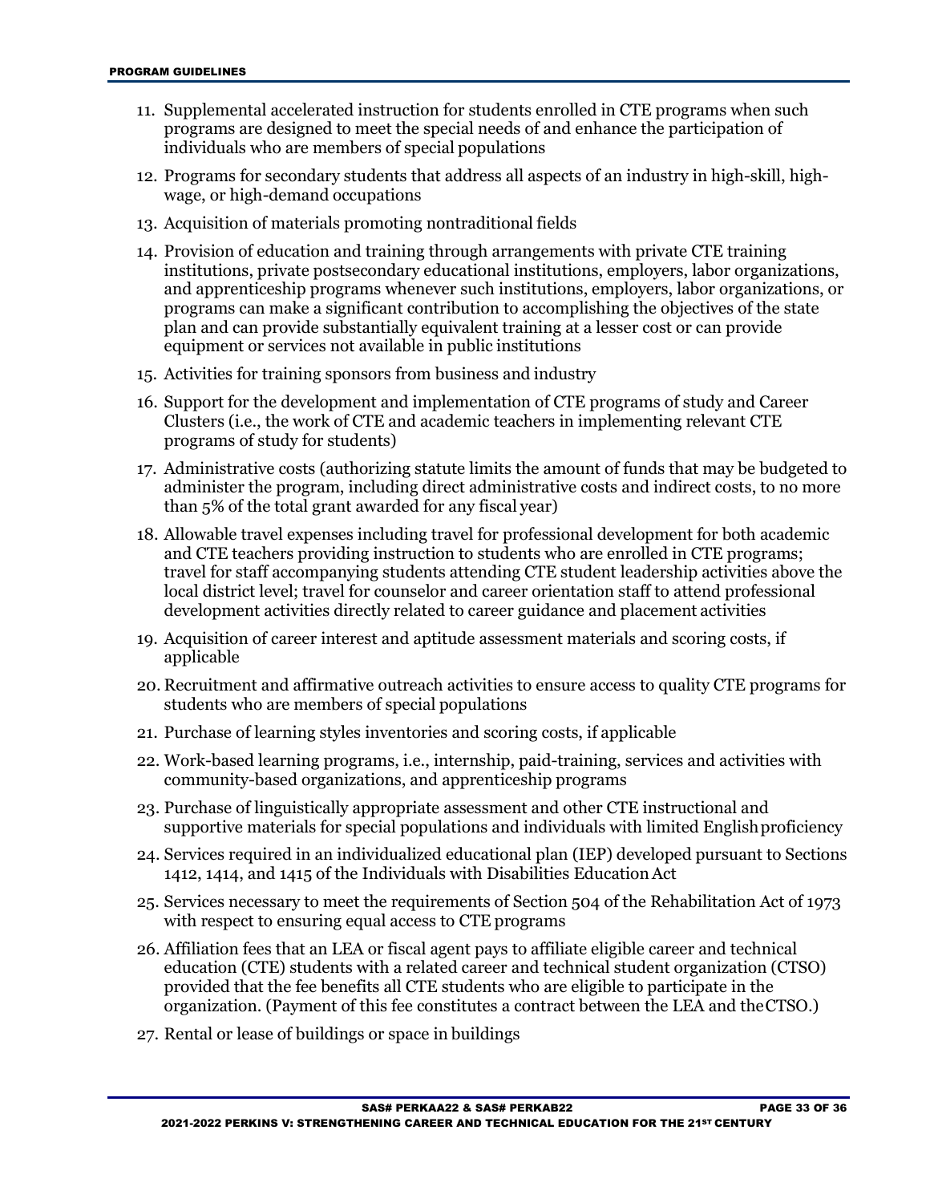11. Supplemental accelerated instruction for students enrolled in CTE programs when such programs are designed to meet the special needs of and enhance the participation of individuals who are members of special populations
12. Programs for secondary students that address all aspects of an industry in high-skill, high-wage, or high-demand occupations
13. Acquisition of materials promoting nontraditional fields
14. Provision of education and training through arrangements with private CTE training institutions, private postsecondary educational institutions, employers, labor organizations, and apprenticeship programs whenever such institutions, employers, labor organizations, or programs can make a significant contribution to accomplishing the objectives of the state plan and can provide substantially equivalent training at a lesser cost or can provide equipment or services not available in public institutions
15. Activities for training sponsors from business and industry
16. Support for the development and implementation of CTE programs of study and Career Clusters (i.e., the work of CTE and academic teachers in implementing relevant CTE programs of study for students)
17. Administrative costs (authorizing statute limits the amount of funds that may be budgeted to administer the program, including direct administrative costs and indirect costs, to no more than 5% of the total grant awarded for any fiscal year)
18. Allowable travel expenses including travel for professional development for both academic and CTE teachers providing instruction to students who are enrolled in CTE programs; travel for staff accompanying students attending CTE student leadership activities above the local district level; travel for counselor and career orientation staff to attend professional development activities directly related to career guidance and placement activities
19. Acquisition of career interest and aptitude assessment materials and scoring costs, if applicable
20. Recruitment and affirmative outreach activities to ensure access to quality CTE programs for students who are members of special populations
21. Purchase of learning styles inventories and scoring costs, if applicable
22. Work-based learning programs, i.e., internship, paid-training, services and activities with community-based organizations, and apprenticeship programs
23. Purchase of linguistically appropriate assessment and other CTE instructional and supportive materials for special populations and individuals with limited English proficiency
24. Services required in an individualized educational plan (IEP) developed pursuant to Sections 1412, 1414, and 1415 of the Individuals with Disabilities Education Act
25. Services necessary to meet the requirements of Section 504 of the Rehabilitation Act of 1973 with respect to ensuring equal access to CTE programs
26. Affiliation fees that an LEA or fiscal agent pays to affiliate eligible career and technical education (CTE) students with a related career and technical student organization (CTSO) provided that the fee benefits all CTE students who are eligible to participate in the organization. (Payment of this fee constitutes a contract between the LEA and the CTSO.)
27. Rental or lease of buildings or space in buildings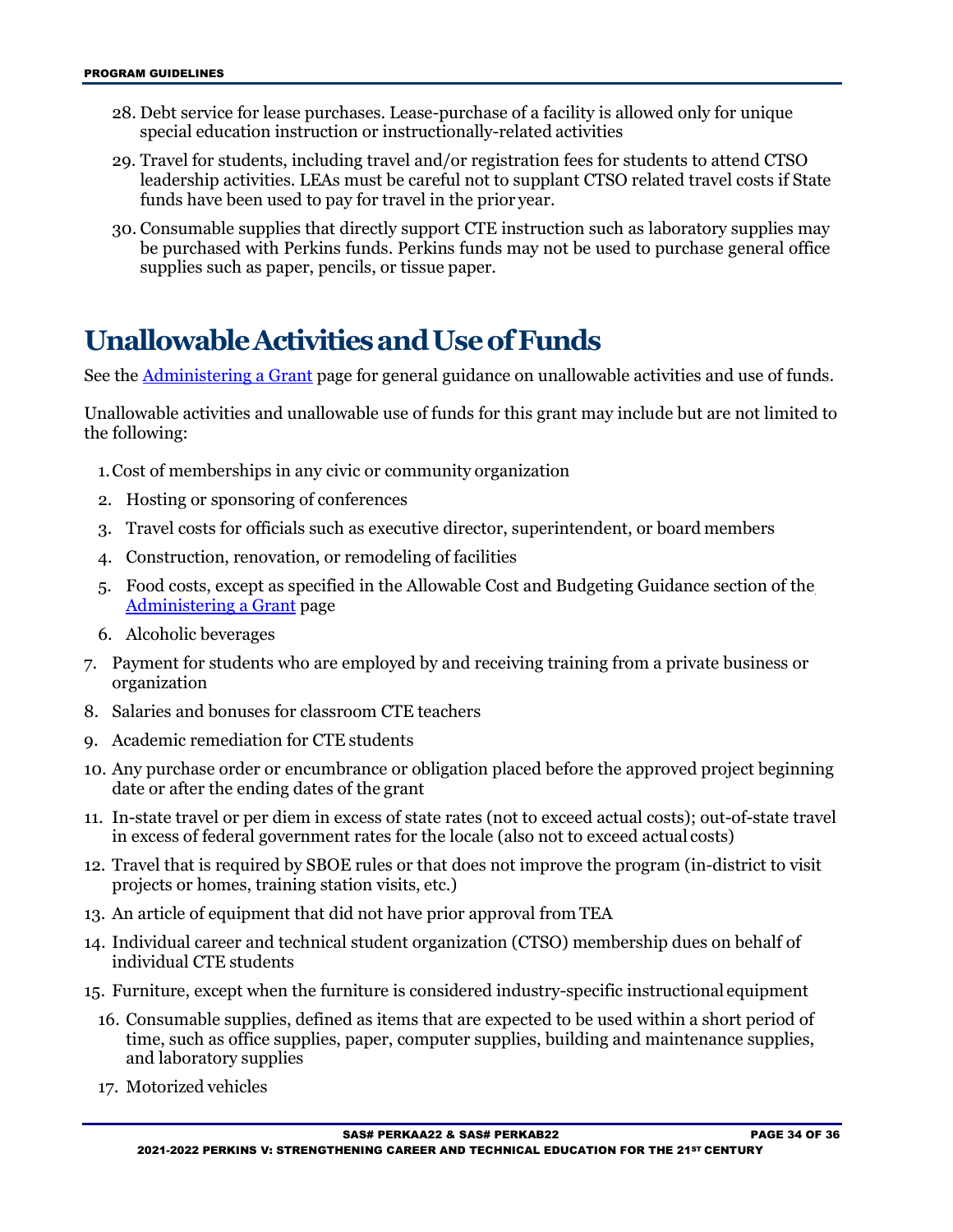28. Debt service for lease purchases. Lease-purchase of a facility is allowed only for unique special education instruction or instructionally-related activities
29. Travel for students, including travel and/or registration fees for students to attend CTSO leadership activities. LEAs must be careful not to supplant CTSO related travel costs if State funds have been used to pay for travel in the prior year.
30. Consumable supplies that directly support CTE instruction such as laboratory supplies may be purchased with Perkins funds. Perkins funds may not be used to purchase general office supplies such as paper, pencils, or tissue paper.

# Unallowable Activities and Use of Funds

See the Administering a Grant page for general guidance on unallowable activities and use of funds.

Unallowable activities and unallowable use of funds for this grant may include but are not limited to the following:

1. Cost of memberships in any civic or community organization
2. Hosting or sponsoring of conferences
3. Travel costs for officials such as executive director, superintendent, or board members
4. Construction, renovation, or remodeling of facilities
5. Food costs, except as specified in the Allowable Cost and Budgeting Guidance section of the Administering a Grant page
6. Alcoholic beverages
7. Payment for students who are employed by and receiving training from a private business or organization
8. Salaries and bonuses for classroom CTE teachers
9. Academic remediation for CTE students
10. Any purchase order or encumbrance or obligation placed before the approved project beginning date or after the ending dates of the grant
11. In-state travel or per diem in excess of state rates (not to exceed actual costs); out-of-state travel in excess of federal government rates for the locale (also not to exceed actual costs)
12. Travel that is required by SBOE rules or that does not improve the program (in-district to visit projects or homes, training station visits, etc.)
13. An article of equipment that did not have prior approval from TEA
14. Individual career and technical student organization (CTSO) membership dues on behalf of individual CTE students
15. Furniture, except when the furniture is considered industry-specific instructional equipment
16. Consumable supplies, defined as items that are expected to be used within a short period of time, such as office supplies, paper, computer supplies, building and maintenance supplies, and laboratory supplies
17. Motorized vehicles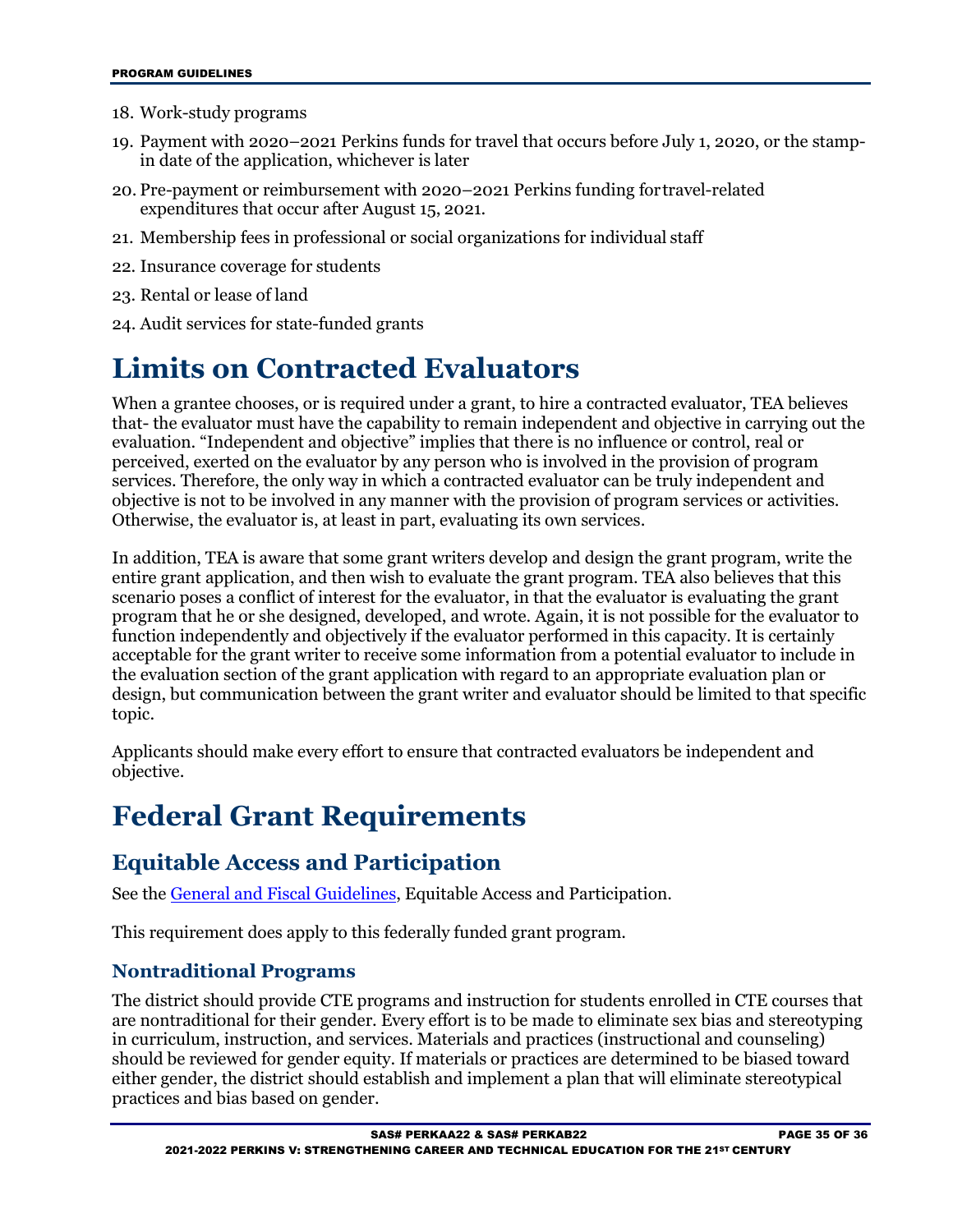18. Work-study programs
19. Payment with 2020–2021 Perkins funds for travel that occurs before July 1, 2020, or the stamp-in date of the application, whichever is later
20. Pre-payment or reimbursement with 2020–2021 Perkins funding for travel-related expenditures that occur after August 15, 2021.
21. Membership fees in professional or social organizations for individual staff
22. Insurance coverage for students
23. Rental or lease of land
24. Audit services for state-funded grants

# Limits on Contracted Evaluators

When a grantee chooses, or is required under a grant, to hire a contracted evaluator, TEA believes that- the evaluator must have the capability to remain independent and objective in carrying out the evaluation. "Independent and objective" implies that there is no influence or control, real or perceived, exerted on the evaluator by any person who is involved in the provision of program services. Therefore, the only way in which a contracted evaluator can be truly independent and objective is not to be involved in any manner with the provision of program services or activities. Otherwise, the evaluator is, at least in part, evaluating its own services.

In addition, TEA is aware that some grant writers develop and design the grant program, write the entire grant application, and then wish to evaluate the grant program. TEA also believes that this scenario poses a conflict of interest for the evaluator, in that the evaluator is evaluating the grant program that he or she designed, developed, and wrote. Again, it is not possible for the evaluator to function independently and objectively if the evaluator performed in this capacity. It is certainly acceptable for the grant writer to receive some information from a potential evaluator to include in the evaluation section of the grant application with regard to an appropriate evaluation plan or design, but communication between the grant writer and evaluator should be limited to that specific topic.

Applicants should make every effort to ensure that contracted evaluators be independent and objective.

# Federal Grant Requirements

## Equitable Access and Participation

See the General and Fiscal Guidelines, Equitable Access and Participation.

This requirement does apply to this federally funded grant program.

### Nontraditional Programs

The district should provide CTE programs and instruction for students enrolled in CTE courses that are nontraditional for their gender. Every effort is to be made to eliminate sex bias and stereotyping in curriculum, instruction, and services. Materials and practices (instructional and counseling) should be reviewed for gender equity. If materials or practices are determined to be biased toward either gender, the district should establish and implement a plan that will eliminate stereotypical practices and bias based on gender.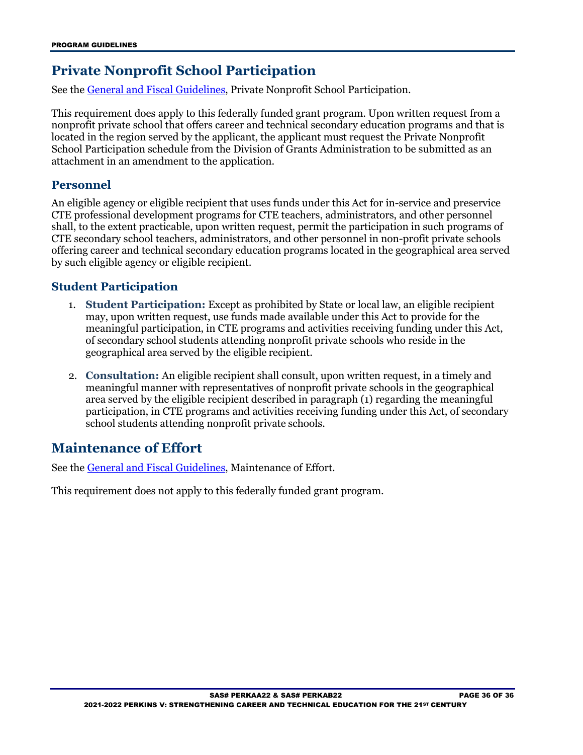## Private Nonprofit School Participation

See the [General and Fiscal Guidelines](), Private Nonprofit School Participation.

This requirement does apply to this federally funded grant program. Upon written request from a nonprofit private school that offers career and technical secondary education programs and that is located in the region served by the applicant, the applicant must request the Private Nonprofit School Participation schedule from the Division of Grants Administration to be submitted as an attachment in an amendment to the application.

### Personnel

An eligible agency or eligible recipient that uses funds under this Act for in-service and preservice CTE professional development programs for CTE teachers, administrators, and other personnel shall, to the extent practicable, upon written request, permit the participation in such programs of CTE secondary school teachers, administrators, and other personnel in non-profit private schools offering career and technical secondary education programs located in the geographical area served by such eligible agency or eligible recipient.

### Student Participation

1. **Student Participation:** Except as prohibited by State or local law, an eligible recipient may, upon written request, use funds made available under this Act to provide for the meaningful participation, in CTE programs and activities receiving funding under this Act, of secondary school students attending nonprofit private schools who reside in the geographical area served by the eligible recipient.
2. **Consultation:** An eligible recipient shall consult, upon written request, in a timely and meaningful manner with representatives of nonprofit private schools in the geographical area served by the eligible recipient described in paragraph (1) regarding the meaningful participation, in CTE programs and activities receiving funding under this Act, of secondary school students attending nonprofit private schools.

## Maintenance of Effort

See the [General and Fiscal Guidelines](), Maintenance of Effort.

This requirement does not apply to this federally funded grant program.